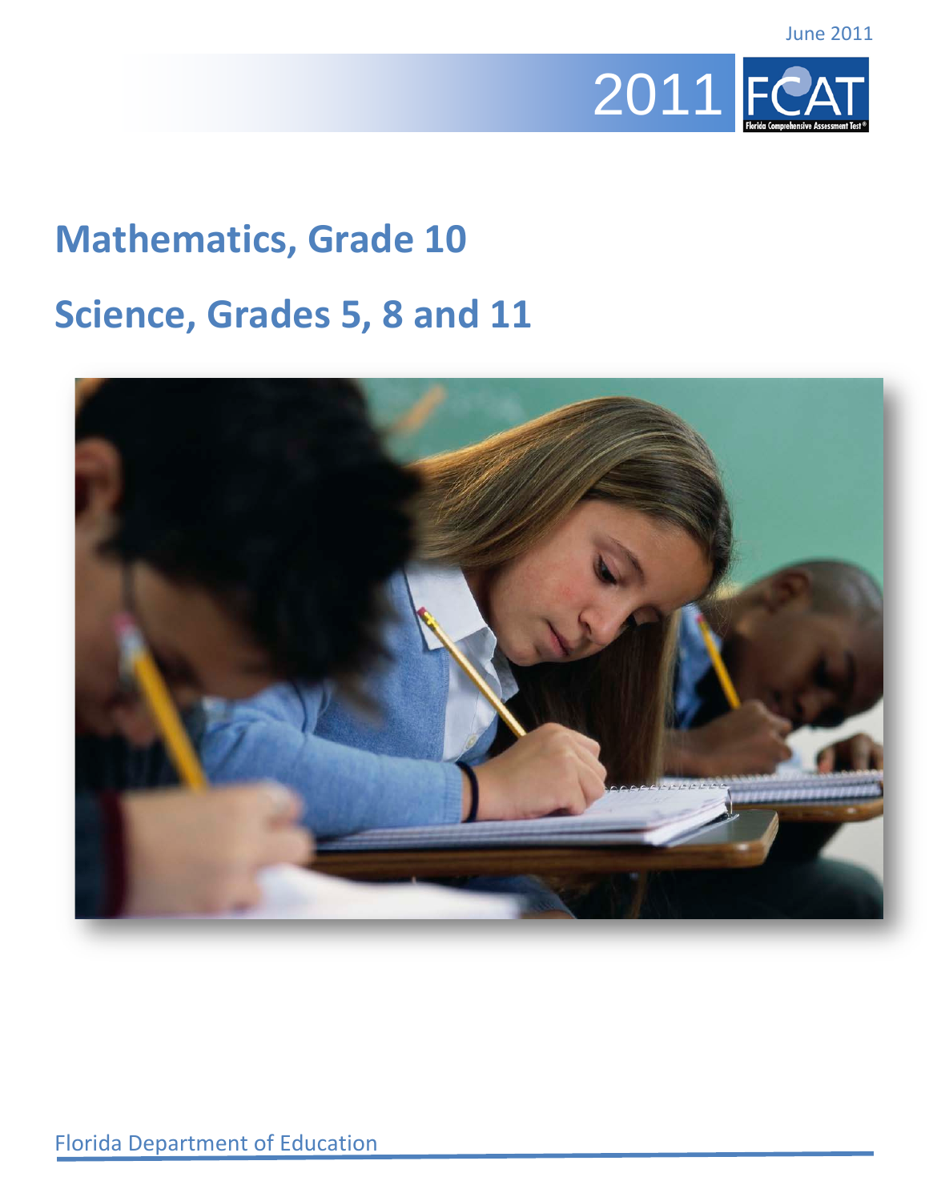June 2011

2011 FCAT

Florida Comprehensive Assessment Test®

# Mathematics, Grade 10

# Science, Grades 5, 8 and 11

Florida Department of Education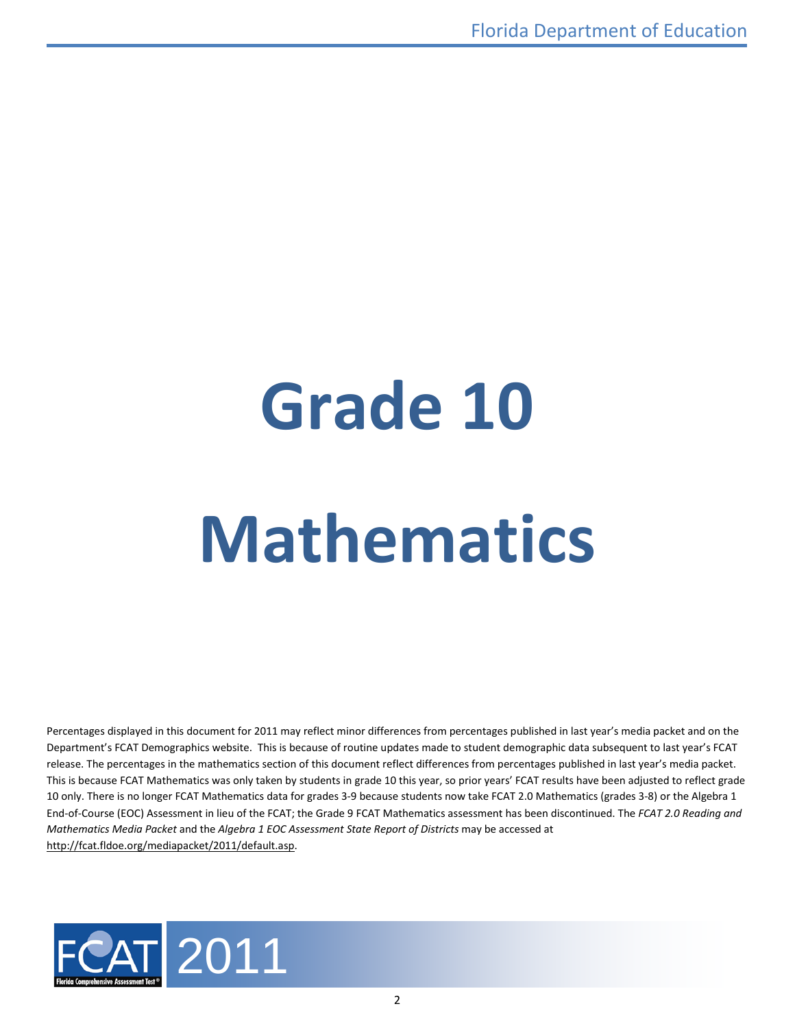# Grade 10

# Mathematics

Percentages displayed in this document for 2011 may reflect minor differences from percentages published in last year's media packet and on the Department's FCAT Demographics website. This is because of routine updates made to student demographic data subsequent to last year's FCAT release. The percentages in the mathematics section of this document reflect differences from percentages published in last year's media packet. This is because FCAT Mathematics was only taken by students in grade 10 this year, so prior years' FCAT results have been adjusted to reflect grade 10 only. There is no longer FCAT Mathematics data for grades 3-9 because students now take FCAT 2.0 Mathematics (grades 3-8) or the Algebra 1 End-of-Course (EOC) Assessment in lieu of the FCAT; the Grade 9 FCAT Mathematics assessment has been discontinued. The *FCAT 2.0 Reading and Mathematics Media Packet* and the *Algebra 1 EOC Assessment State Report of Districts* may be accessed at http://fcat.fldoe.org/mediapacket/2011/default.asp.

FCAT 2011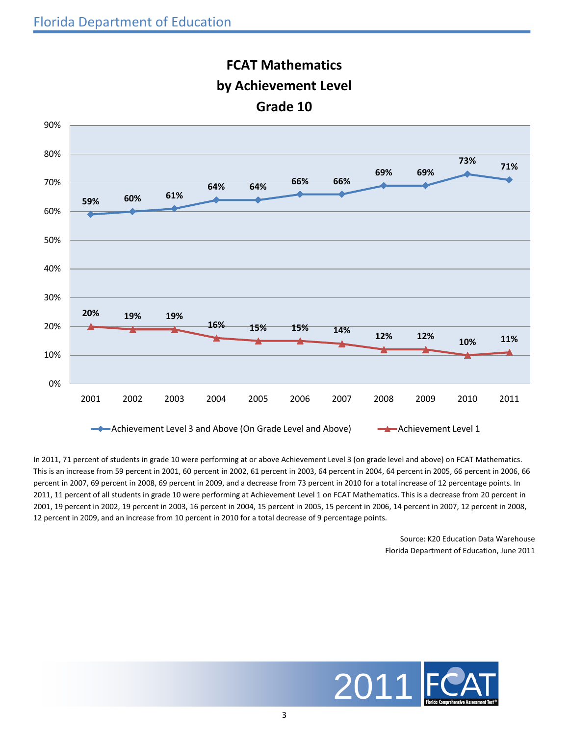## FCAT Mathematics by Achievement Level Grade 10

| Year | Achievement Level 3 and Above (On Grade Level and Above) | Achievement Level 1 |
|---|---|---|
| 2001 | 59% | 20% |
| 2002 | 60% | 19% |
| 2003 | 61% | 19% |
| 2004 | 64% | 16% |
| 2005 | 64% | 15% |
| 2006 | 66% | 15% |
| 2007 | 66% | 14% |
| 2008 | 69% | 12% |
| 2009 | 69% | 12% |
| 2010 | 73% | 10% |
| 2011 | 71% | 11% |

In 2011, 71 percent of students in grade 10 were performing at or above Achievement Level 3 (on grade level and above) on FCAT Mathematics. This is an increase from 59 percent in 2001, 60 percent in 2002, 61 percent in 2003, 64 percent in 2004, 64 percent in 2005, 66 percent in 2006, 66 percent in 2007, 69 percent in 2008, 69 percent in 2009, and a decrease from 73 percent in 2010 for a total increase of 12 percentage points. In 2011, 11 percent of all students in grade 10 were performing at Achievement Level 1 on FCAT Mathematics. This is a decrease from 20 percent in 2001, 19 percent in 2002, 19 percent in 2003, 16 percent in 2004, 15 percent in 2005, 15 percent in 2006, 14 percent in 2007, 12 percent in 2008, 12 percent in 2009, and an increase from 10 percent in 2010 for a total decrease of 9 percentage points.

Source: K20 Education Data Warehouse
Florida Department of Education, June 2011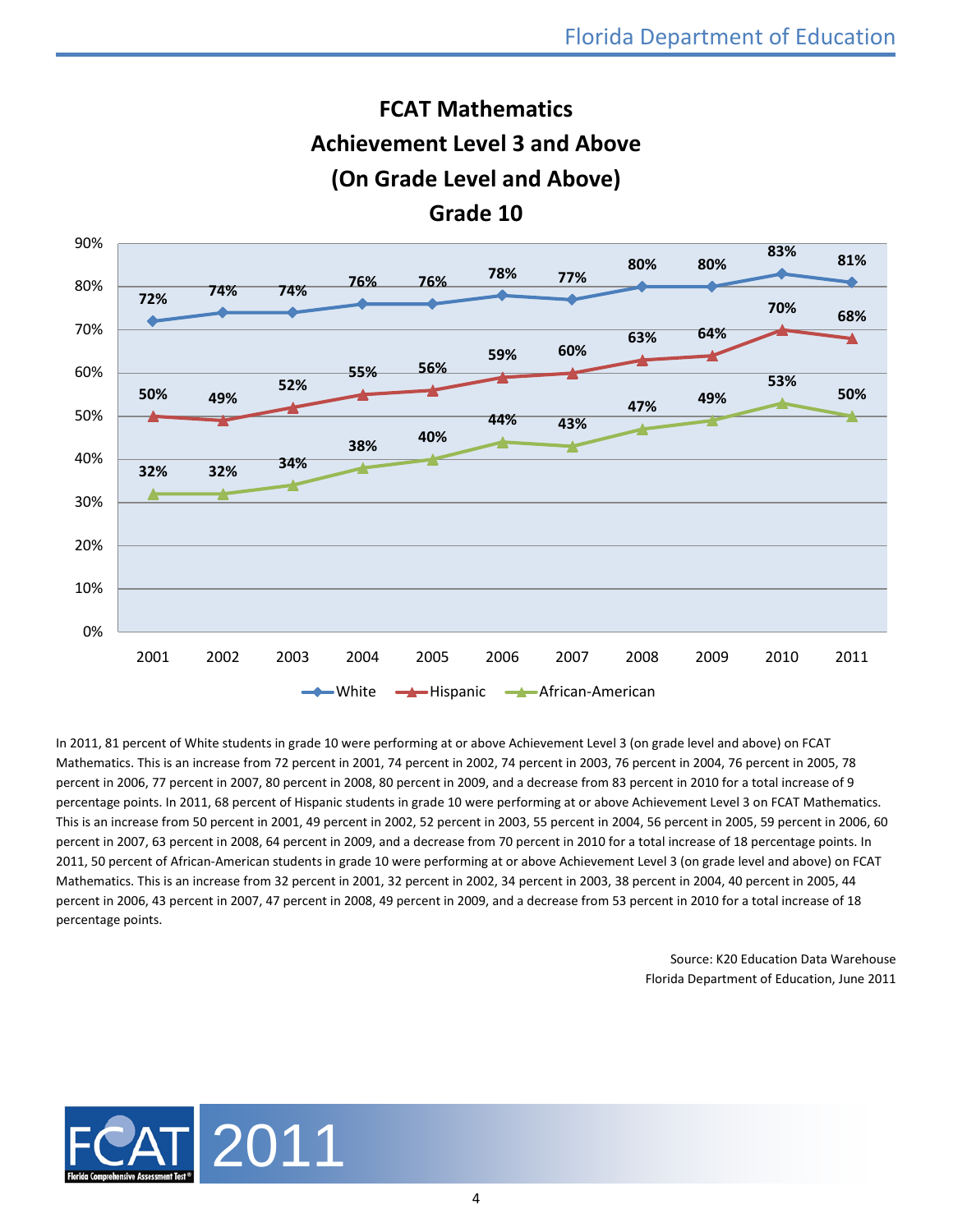## FCAT Mathematics
## Achievement Level 3 and Above
## (On Grade Level and Above)
## Grade 10

| Year | White | Hispanic | African-American |
|---|---|---|---|
| 2001 | 72% | 50% | 32% |
| 2002 | 74% | 49% | 32% |
| 2003 | 74% | 52% | 34% |
| 2004 | 76% | 55% | 38% |
| 2005 | 76% | 56% | 40% |
| 2006 | 78% | 59% | 44% |
| 2007 | 77% | 60% | 43% |
| 2008 | 80% | 63% | 47% |
| 2009 | 80% | 64% | 49% |
| 2010 | 83% | 70% | 53% |
| 2011 | 81% | 68% | 50% |

In 2011, 81 percent of White students in grade 10 were performing at or above Achievement Level 3 (on grade level and above) on FCAT Mathematics. This is an increase from 72 percent in 2001, 74 percent in 2002, 74 percent in 2003, 76 percent in 2004, 76 percent in 2005, 78 percent in 2006, 77 percent in 2007, 80 percent in 2008, 80 percent in 2009, and a decrease from 83 percent in 2010 for a total increase of 9 percentage points. In 2011, 68 percent of Hispanic students in grade 10 were performing at or above Achievement Level 3 on FCAT Mathematics. This is an increase from 50 percent in 2001, 49 percent in 2002, 52 percent in 2003, 55 percent in 2004, 56 percent in 2005, 59 percent in 2006, 60 percent in 2007, 63 percent in 2008, 64 percent in 2009, and a decrease from 70 percent in 2010 for a total increase of 18 percentage points. In 2011, 50 percent of African-American students in grade 10 were performing at or above Achievement Level 3 (on grade level and above) on FCAT Mathematics. This is an increase from 32 percent in 2001, 32 percent in 2002, 34 percent in 2003, 38 percent in 2004, 40 percent in 2005, 44 percent in 2006, 43 percent in 2007, 47 percent in 2008, 49 percent in 2009, and a decrease from 53 percent in 2010 for a total increase of 18 percentage points.

Source: K20 Education Data Warehouse
Florida Department of Education, June 2011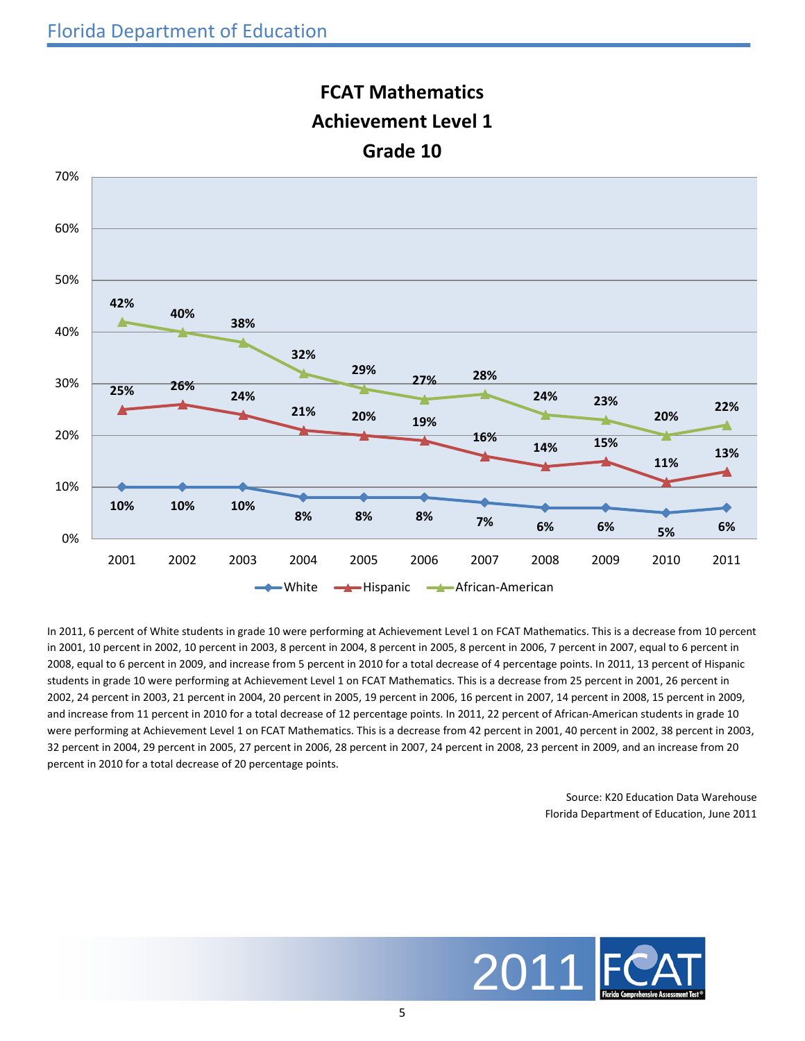## FCAT Mathematics
## Achievement Level 1
## Grade 10

| Year | White | Hispanic | African-American |
|---|---|---|---|
| 2001 | 10% | 25% | 42% |
| 2002 | 10% | 26% | 40% |
| 2003 | 10% | 24% | 38% |
| 2004 | 8% | 21% | 32% |
| 2005 | 8% | 20% | 29% |
| 2006 | 8% | 19% | 27% |
| 2007 | 7% | 16% | 28% |
| 2008 | 6% | 14% | 24% |
| 2009 | 6% | 15% | 23% |
| 2010 | 5% | 11% | 20% |
| 2011 | 6% | 13% | 22% |

In 2011, 6 percent of White students in grade 10 were performing at Achievement Level 1 on FCAT Mathematics. This is a decrease from 10 percent in 2001, 10 percent in 2002, 10 percent in 2003, 8 percent in 2004, 8 percent in 2005, 8 percent in 2006, 7 percent in 2007, equal to 6 percent in 2008, equal to 6 percent in 2009, and increase from 5 percent in 2010 for a total decrease of 4 percentage points. In 2011, 13 percent of Hispanic students in grade 10 were performing at Achievement Level 1 on FCAT Mathematics. This is a decrease from 25 percent in 2001, 26 percent in 2002, 24 percent in 2003, 21 percent in 2004, 20 percent in 2005, 19 percent in 2006, 16 percent in 2007, 14 percent in 2008, 15 percent in 2009, and increase from 11 percent in 2010 for a total decrease of 12 percentage points. In 2011, 22 percent of African-American students in grade 10 were performing at Achievement Level 1 on FCAT Mathematics. This is a decrease from 42 percent in 2001, 40 percent in 2002, 38 percent in 2003, 32 percent in 2004, 29 percent in 2005, 27 percent in 2006, 28 percent in 2007, 24 percent in 2008, 23 percent in 2009, and an increase from 20 percent in 2010 for a total decrease of 20 percentage points.

Source: K20 Education Data Warehouse
Florida Department of Education, June 2011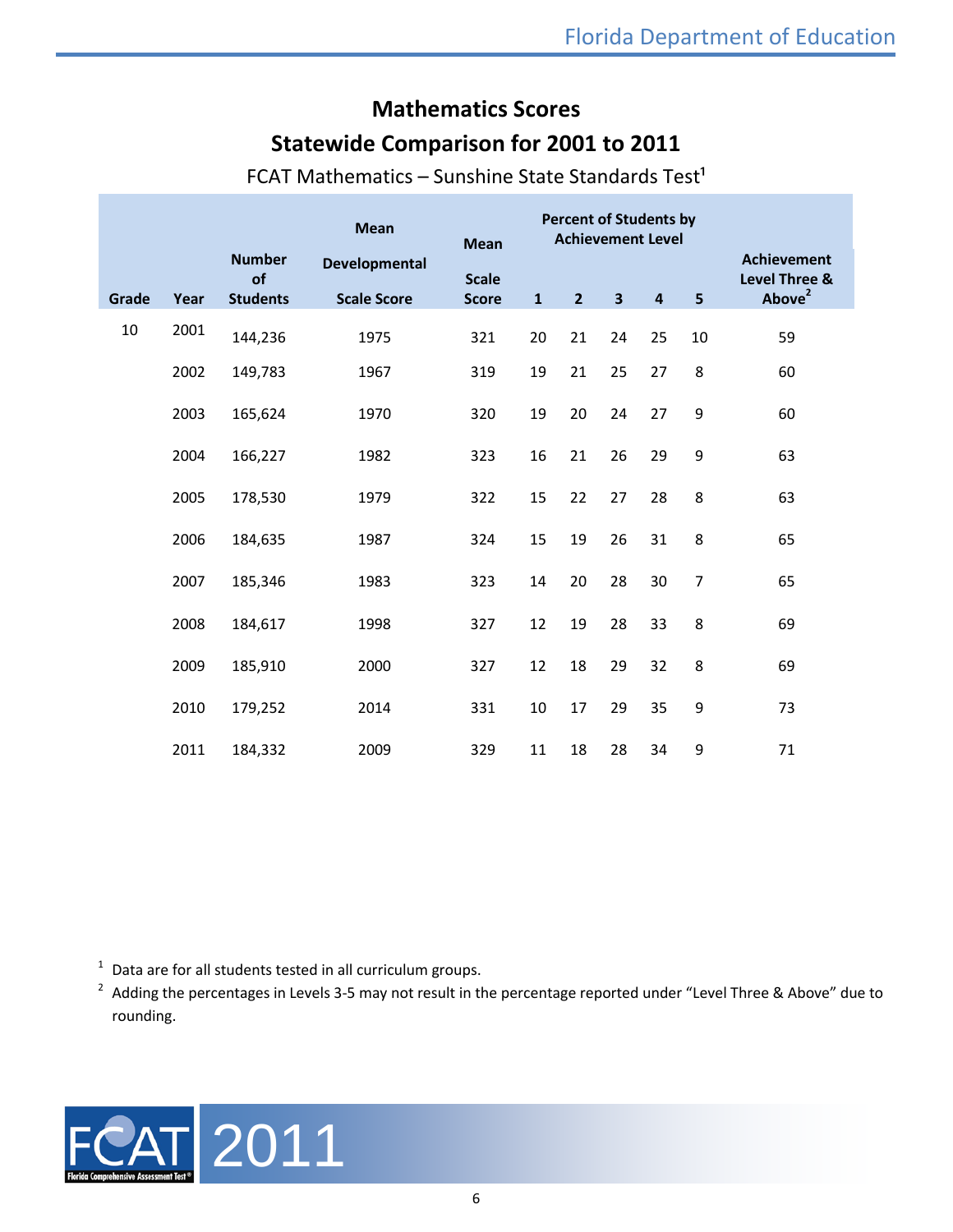## Mathematics Scores

## Statewide Comparison for 2001 to 2011

FCAT Mathematics – Sunshine State Standards Test[1]

| Grade | Year | Number of Students | Mean Developmental Scale Score | Mean Scale Score | Percent of Students by Achievement Level | | | | | Achievement Level Three & Above[2] |
|---|---|---|---|---|---|---|---|---|---|---|
| | | | | | 1 | 2 | 3 | 4 | 5 | |
| 10 | 2001 | 144,236 | 1975 | 321 | 20 | 21 | 24 | 25 | 10 | 59 |
| | 2002 | 149,783 | 1967 | 319 | 19 | 21 | 25 | 27 | 8 | 60 |
| | 2003 | 165,624 | 1970 | 320 | 19 | 20 | 24 | 27 | 9 | 60 |
| | 2004 | 166,227 | 1982 | 323 | 16 | 21 | 26 | 29 | 9 | 63 |
| | 2005 | 178,530 | 1979 | 322 | 15 | 22 | 27 | 28 | 8 | 63 |
| | 2006 | 184,635 | 1987 | 324 | 15 | 19 | 26 | 31 | 8 | 65 |
| | 2007 | 185,346 | 1983 | 323 | 14 | 20 | 28 | 30 | 7 | 65 |
| | 2008 | 184,617 | 1998 | 327 | 12 | 19 | 28 | 33 | 8 | 69 |
| | 2009 | 185,910 | 2000 | 327 | 12 | 18 | 29 | 32 | 8 | 69 |
| | 2010 | 179,252 | 2014 | 331 | 10 | 17 | 29 | 35 | 9 | 73 |
| | 2011 | 184,332 | 2009 | 329 | 11 | 18 | 28 | 34 | 9 | 71 |

[1] Data are for all students tested in all curriculum groups.

[2] Adding the percentages in Levels 3-5 may not result in the percentage reported under "Level Three & Above" due to rounding.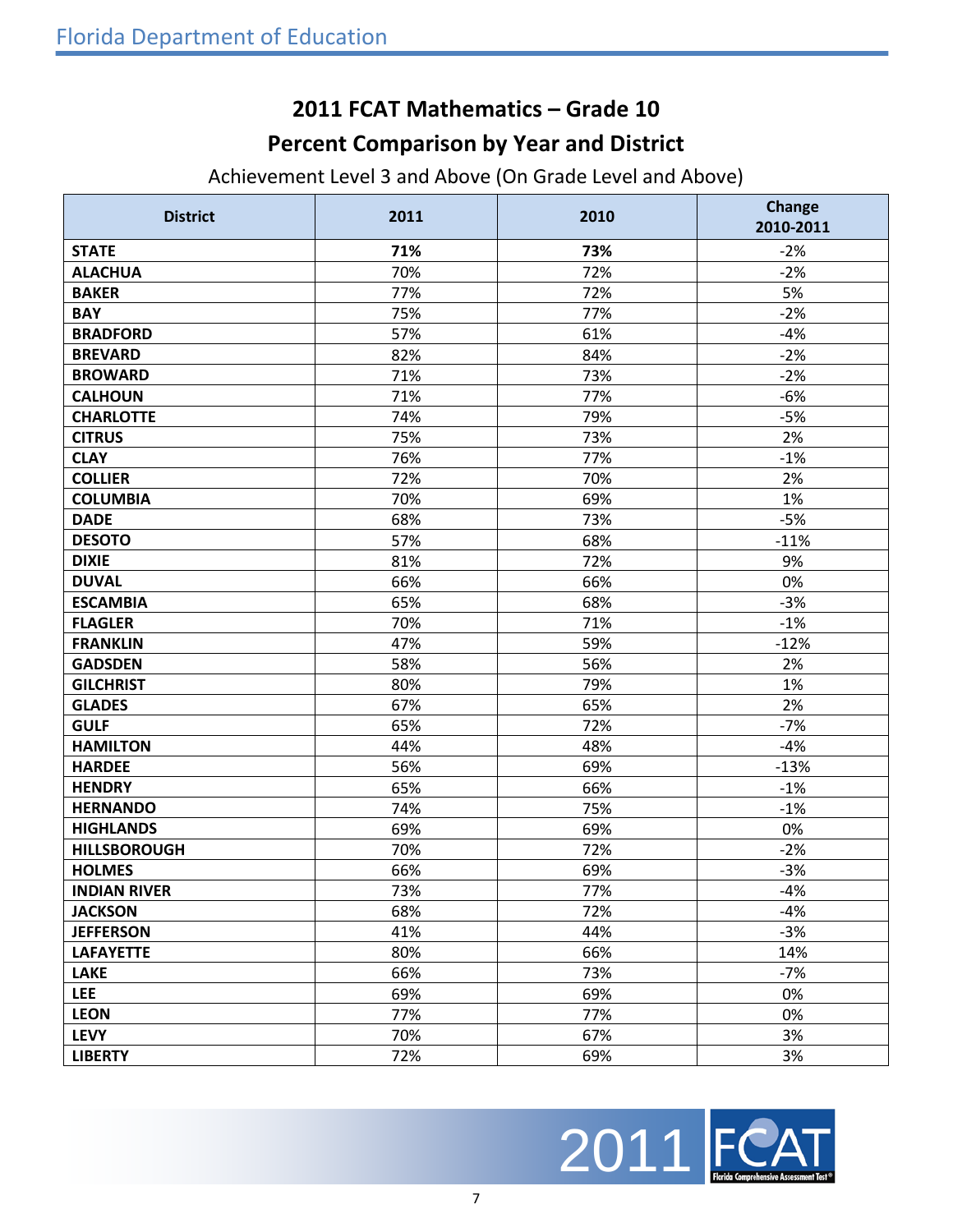# 2011 FCAT Mathematics – Grade 10

## Percent Comparison by Year and District

Achievement Level 3 and Above (On Grade Level and Above)

| District | 2011 | 2010 | Change 2010-2011 |
|---|---|---|---|
| **STATE** | **71%** | **73%** | -2% |
| **ALACHUA** | 70% | 72% | -2% |
| **BAKER** | 77% | 72% | 5% |
| **BAY** | 75% | 77% | -2% |
| **BRADFORD** | 57% | 61% | -4% |
| **BREVARD** | 82% | 84% | -2% |
| **BROWARD** | 71% | 73% | -2% |
| **CALHOUN** | 71% | 77% | -6% |
| **CHARLOTTE** | 74% | 79% | -5% |
| **CITRUS** | 75% | 73% | 2% |
| **CLAY** | 76% | 77% | -1% |
| **COLLIER** | 72% | 70% | 2% |
| **COLUMBIA** | 70% | 69% | 1% |
| **DADE** | 68% | 73% | -5% |
| **DESOTO** | 57% | 68% | -11% |
| **DIXIE** | 81% | 72% | 9% |
| **DUVAL** | 66% | 66% | 0% |
| **ESCAMBIA** | 65% | 68% | -3% |
| **FLAGLER** | 70% | 71% | -1% |
| **FRANKLIN** | 47% | 59% | -12% |
| **GADSDEN** | 58% | 56% | 2% |
| **GILCHRIST** | 80% | 79% | 1% |
| **GLADES** | 67% | 65% | 2% |
| **GULF** | 65% | 72% | -7% |
| **HAMILTON** | 44% | 48% | -4% |
| **HARDEE** | 56% | 69% | -13% |
| **HENDRY** | 65% | 66% | -1% |
| **HERNANDO** | 74% | 75% | -1% |
| **HIGHLANDS** | 69% | 69% | 0% |
| **HILLSBOROUGH** | 70% | 72% | -2% |
| **HOLMES** | 66% | 69% | -3% |
| **INDIAN RIVER** | 73% | 77% | -4% |
| **JACKSON** | 68% | 72% | -4% |
| **JEFFERSON** | 41% | 44% | -3% |
| **LAFAYETTE** | 80% | 66% | 14% |
| **LAKE** | 66% | 73% | -7% |
| **LEE** | 69% | 69% | 0% |
| **LEON** | 77% | 77% | 0% |
| **LEVY** | 70% | 67% | 3% |
| **LIBERTY** | 72% | 69% | 3% |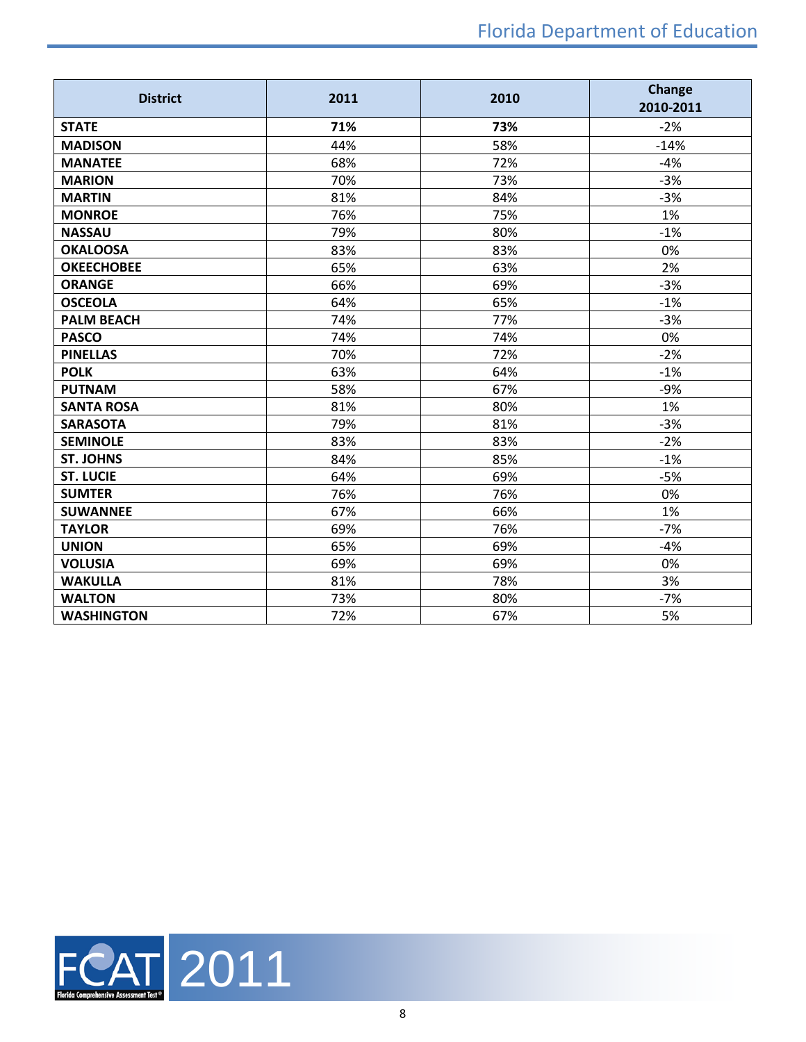| District | 2011 | 2010 | Change 2010-2011 |
|---|---|---|---|
| **STATE** | **71%** | **73%** | -2% |
| **MADISON** | 44% | 58% | -14% |
| **MANATEE** | 68% | 72% | -4% |
| **MARION** | 70% | 73% | -3% |
| **MARTIN** | 81% | 84% | -3% |
| **MONROE** | 76% | 75% | 1% |
| **NASSAU** | 79% | 80% | -1% |
| **OKALOOSA** | 83% | 83% | 0% |
| **OKEECHOBEE** | 65% | 63% | 2% |
| **ORANGE** | 66% | 69% | -3% |
| **OSCEOLA** | 64% | 65% | -1% |
| **PALM BEACH** | 74% | 77% | -3% |
| **PASCO** | 74% | 74% | 0% |
| **PINELLAS** | 70% | 72% | -2% |
| **POLK** | 63% | 64% | -1% |
| **PUTNAM** | 58% | 67% | -9% |
| **SANTA ROSA** | 81% | 80% | 1% |
| **SARASOTA** | 79% | 81% | -3% |
| **SEMINOLE** | 83% | 83% | -2% |
| **ST. JOHNS** | 84% | 85% | -1% |
| **ST. LUCIE** | 64% | 69% | -5% |
| **SUMTER** | 76% | 76% | 0% |
| **SUWANNEE** | 67% | 66% | 1% |
| **TAYLOR** | 69% | 76% | -7% |
| **UNION** | 65% | 69% | -4% |
| **VOLUSIA** | 69% | 69% | 0% |
| **WAKULLA** | 81% | 78% | 3% |
| **WALTON** | 73% | 80% | -7% |
| **WASHINGTON** | 72% | 67% | 5% |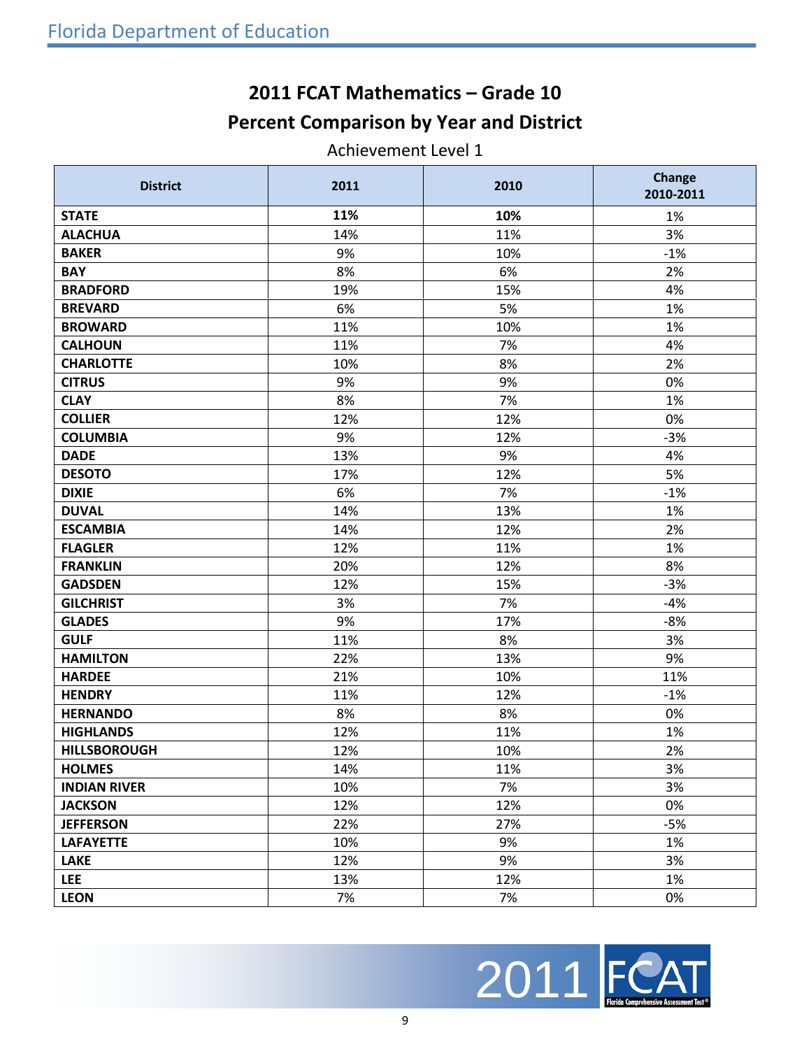# 2011 FCAT Mathematics – Grade 10

## Percent Comparison by Year and District

Achievement Level 1

| District | 2011 | 2010 | Change 2010-2011 |
|---|---|---|---|
| **STATE** | **11%** | **10%** | 1% |
| **ALACHUA** | 14% | 11% | 3% |
| **BAKER** | 9% | 10% | -1% |
| **BAY** | 8% | 6% | 2% |
| **BRADFORD** | 19% | 15% | 4% |
| **BREVARD** | 6% | 5% | 1% |
| **BROWARD** | 11% | 10% | 1% |
| **CALHOUN** | 11% | 7% | 4% |
| **CHARLOTTE** | 10% | 8% | 2% |
| **CITRUS** | 9% | 9% | 0% |
| **CLAY** | 8% | 7% | 1% |
| **COLLIER** | 12% | 12% | 0% |
| **COLUMBIA** | 9% | 12% | -3% |
| **DADE** | 13% | 9% | 4% |
| **DESOTO** | 17% | 12% | 5% |
| **DIXIE** | 6% | 7% | -1% |
| **DUVAL** | 14% | 13% | 1% |
| **ESCAMBIA** | 14% | 12% | 2% |
| **FLAGLER** | 12% | 11% | 1% |
| **FRANKLIN** | 20% | 12% | 8% |
| **GADSDEN** | 12% | 15% | -3% |
| **GILCHRIST** | 3% | 7% | -4% |
| **GLADES** | 9% | 17% | -8% |
| **GULF** | 11% | 8% | 3% |
| **HAMILTON** | 22% | 13% | 9% |
| **HARDEE** | 21% | 10% | 11% |
| **HENDRY** | 11% | 12% | -1% |
| **HERNANDO** | 8% | 8% | 0% |
| **HIGHLANDS** | 12% | 11% | 1% |
| **HILLSBOROUGH** | 12% | 10% | 2% |
| **HOLMES** | 14% | 11% | 3% |
| **INDIAN RIVER** | 10% | 7% | 3% |
| **JACKSON** | 12% | 12% | 0% |
| **JEFFERSON** | 22% | 27% | -5% |
| **LAFAYETTE** | 10% | 9% | 1% |
| **LAKE** | 12% | 9% | 3% |
| **LEE** | 13% | 12% | 1% |
| **LEON** | 7% | 7% | 0% |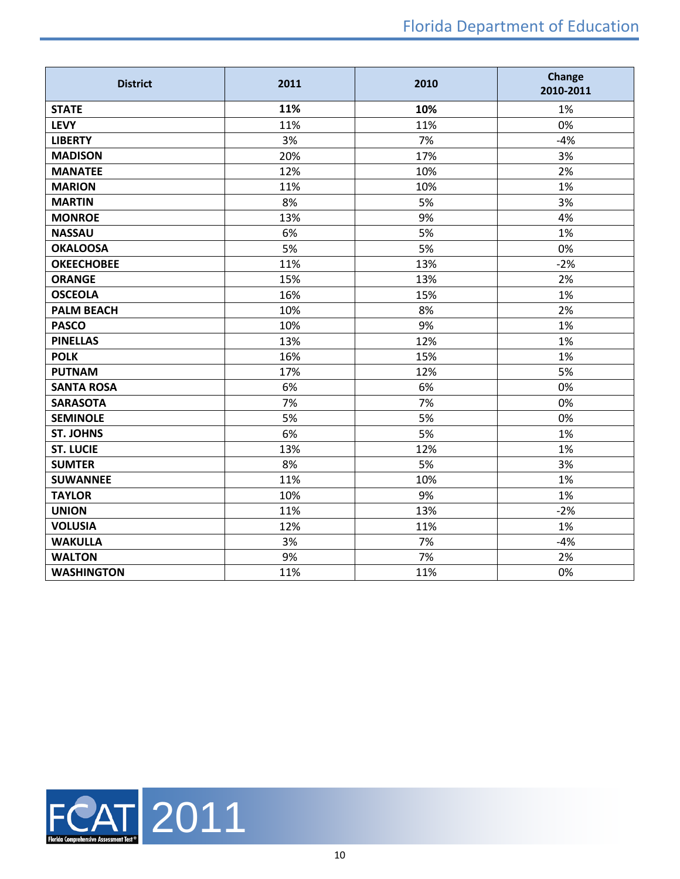| District | 2011 | 2010 | Change 2010-2011 |
|---|---|---|---|
| **STATE** | **11%** | **10%** | 1% |
| **LEVY** | 11% | 11% | 0% |
| **LIBERTY** | 3% | 7% | -4% |
| **MADISON** | 20% | 17% | 3% |
| **MANATEE** | 12% | 10% | 2% |
| **MARION** | 11% | 10% | 1% |
| **MARTIN** | 8% | 5% | 3% |
| **MONROE** | 13% | 9% | 4% |
| **NASSAU** | 6% | 5% | 1% |
| **OKALOOSA** | 5% | 5% | 0% |
| **OKEECHOBEE** | 11% | 13% | -2% |
| **ORANGE** | 15% | 13% | 2% |
| **OSCEOLA** | 16% | 15% | 1% |
| **PALM BEACH** | 10% | 8% | 2% |
| **PASCO** | 10% | 9% | 1% |
| **PINELLAS** | 13% | 12% | 1% |
| **POLK** | 16% | 15% | 1% |
| **PUTNAM** | 17% | 12% | 5% |
| **SANTA ROSA** | 6% | 6% | 0% |
| **SARASOTA** | 7% | 7% | 0% |
| **SEMINOLE** | 5% | 5% | 0% |
| **ST. JOHNS** | 6% | 5% | 1% |
| **ST. LUCIE** | 13% | 12% | 1% |
| **SUMTER** | 8% | 5% | 3% |
| **SUWANNEE** | 11% | 10% | 1% |
| **TAYLOR** | 10% | 9% | 1% |
| **UNION** | 11% | 13% | -2% |
| **VOLUSIA** | 12% | 11% | 1% |
| **WAKULLA** | 3% | 7% | -4% |
| **WALTON** | 9% | 7% | 2% |
| **WASHINGTON** | 11% | 11% | 0% |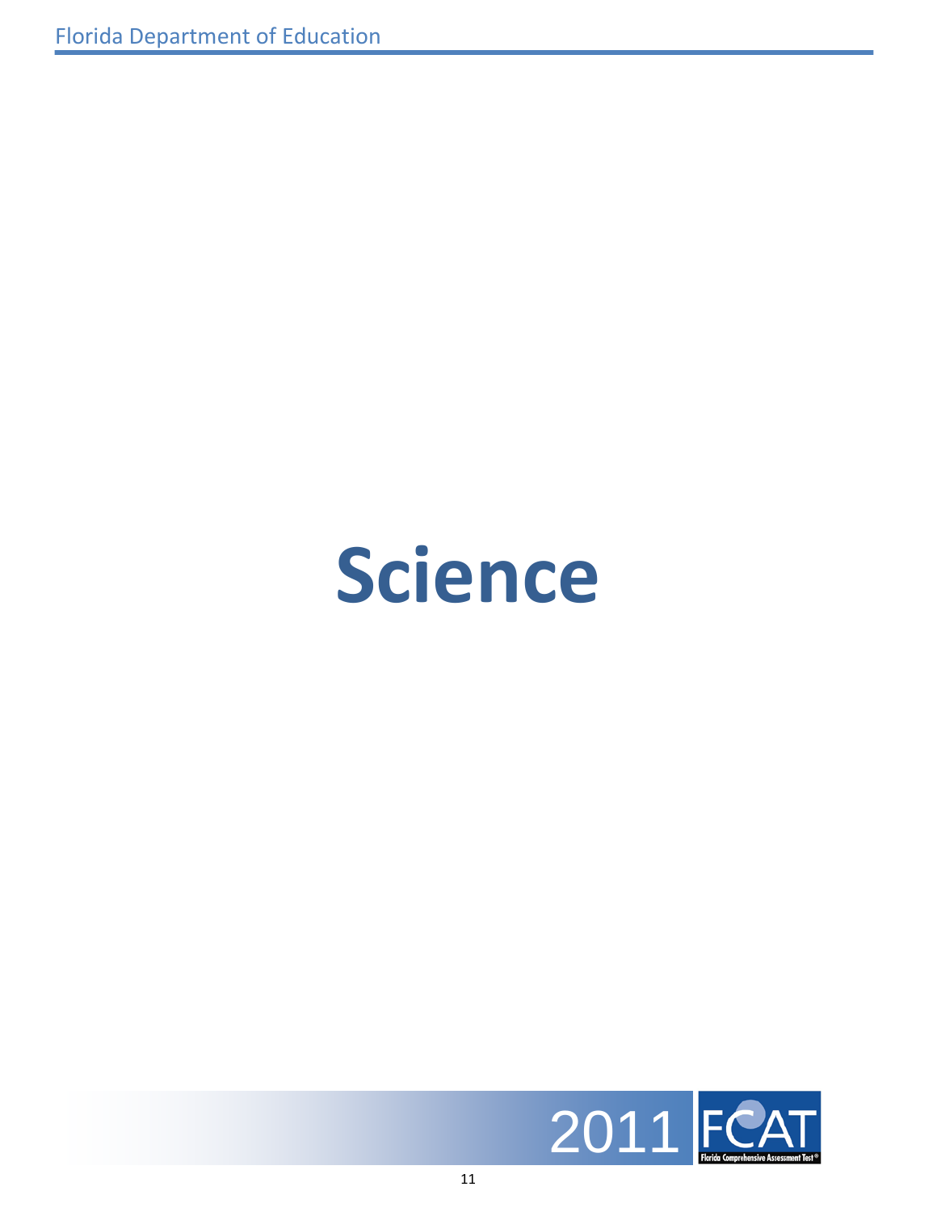# Science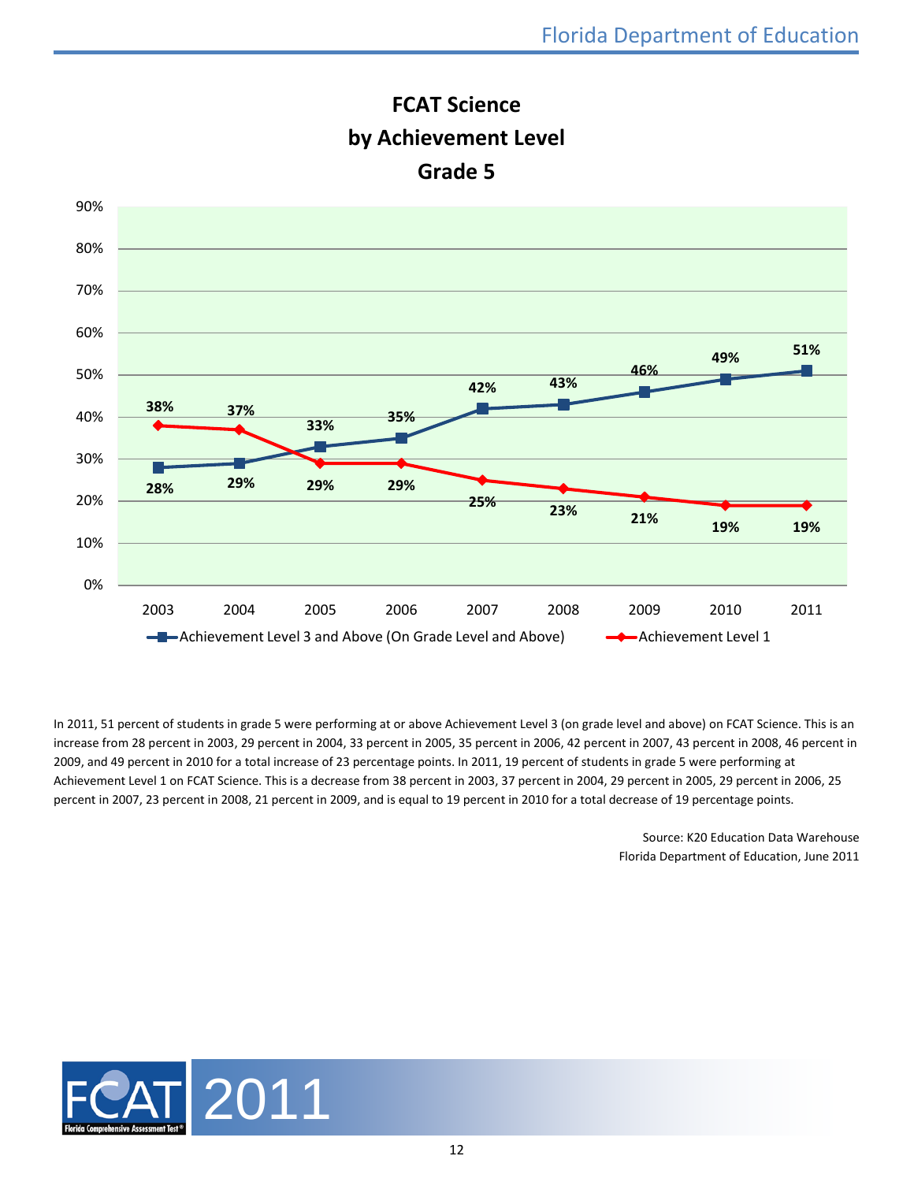## FCAT Science by Achievement Level Grade 5

| Year | Achievement Level 3 and Above (On Grade Level and Above) | Achievement Level 1 |
|---|---|---|
| 2003 | 28% | 38% |
| 2004 | 29% | 37% |
| 2005 | 33% | 29% |
| 2006 | 35% | 29% |
| 2007 | 42% | 25% |
| 2008 | 43% | 23% |
| 2009 | 46% | 21% |
| 2010 | 49% | 19% |
| 2011 | 51% | 19% |

In 2011, 51 percent of students in grade 5 were performing at or above Achievement Level 3 (on grade level and above) on FCAT Science. This is an increase from 28 percent in 2003, 29 percent in 2004, 33 percent in 2005, 35 percent in 2006, 42 percent in 2007, 43 percent in 2008, 46 percent in 2009, and 49 percent in 2010 for a total increase of 23 percentage points. In 2011, 19 percent of students in grade 5 were performing at Achievement Level 1 on FCAT Science. This is a decrease from 38 percent in 2003, 37 percent in 2004, 29 percent in 2005, 29 percent in 2006, 25 percent in 2007, 23 percent in 2008, 21 percent in 2009, and is equal to 19 percent in 2010 for a total decrease of 19 percentage points.

Source: K20 Education Data Warehouse
Florida Department of Education, June 2011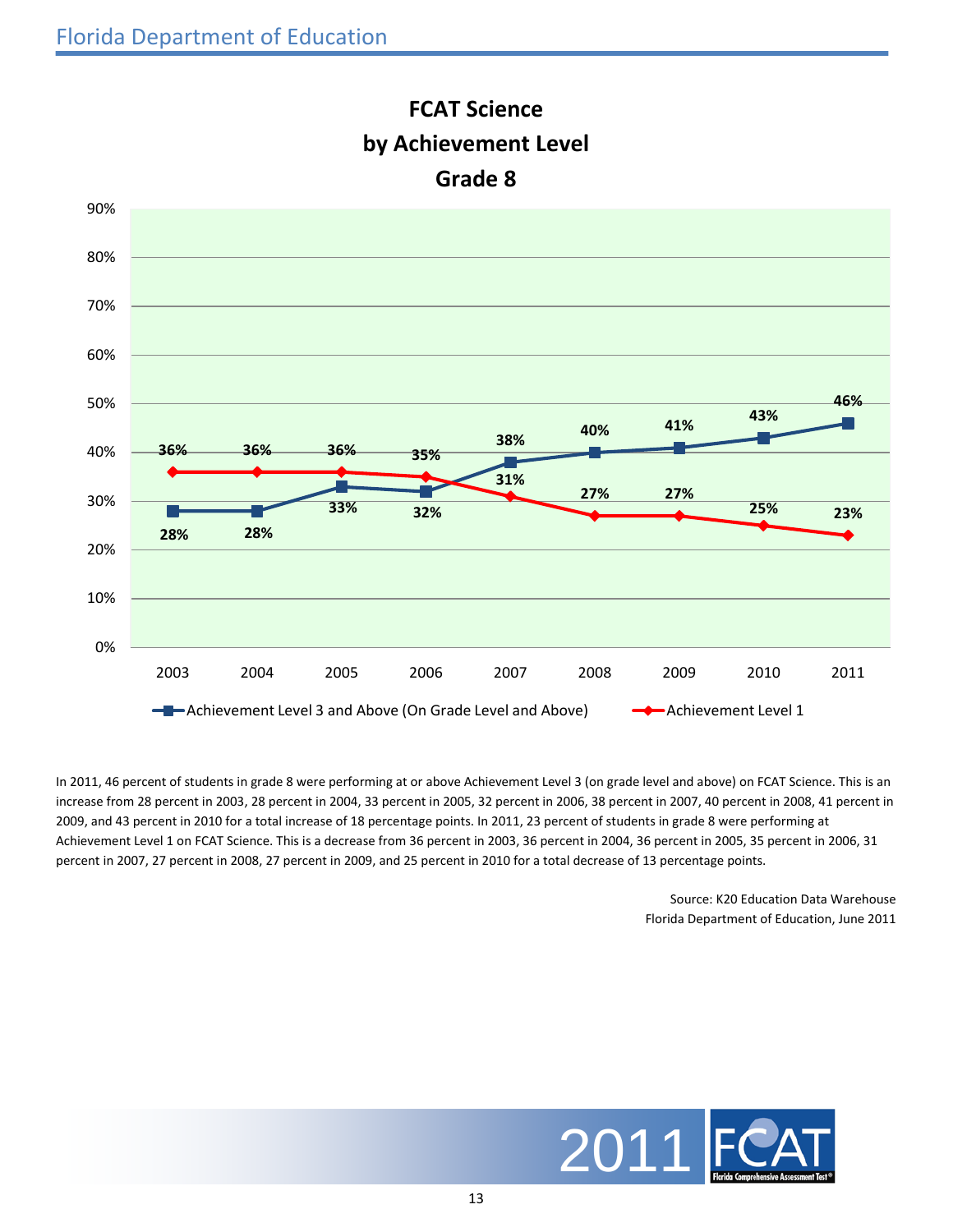## FCAT Science by Achievement Level Grade 8

| Year | Achievement Level 3 and Above (On Grade Level and Above) | Achievement Level 1 |
| --- | --- | --- |
| 2003 | 28% | 36% |
| 2004 | 28% | 36% |
| 2005 | 33% | 36% |
| 2006 | 32% | 35% |
| 2007 | 38% | 31% |
| 2008 | 40% | 27% |
| 2009 | 41% | 27% |
| 2010 | 43% | 25% |
| 2011 | 46% | 23% |

In 2011, 46 percent of students in grade 8 were performing at or above Achievement Level 3 (on grade level and above) on FCAT Science. This is an increase from 28 percent in 2003, 28 percent in 2004, 33 percent in 2005, 32 percent in 2006, 38 percent in 2007, 40 percent in 2008, 41 percent in 2009, and 43 percent in 2010 for a total increase of 18 percentage points. In 2011, 23 percent of students in grade 8 were performing at Achievement Level 1 on FCAT Science. This is a decrease from 36 percent in 2003, 36 percent in 2004, 36 percent in 2005, 35 percent in 2006, 31 percent in 2007, 27 percent in 2008, 27 percent in 2009, and 25 percent in 2010 for a total decrease of 13 percentage points.

Source: K20 Education Data Warehouse
Florida Department of Education, June 2011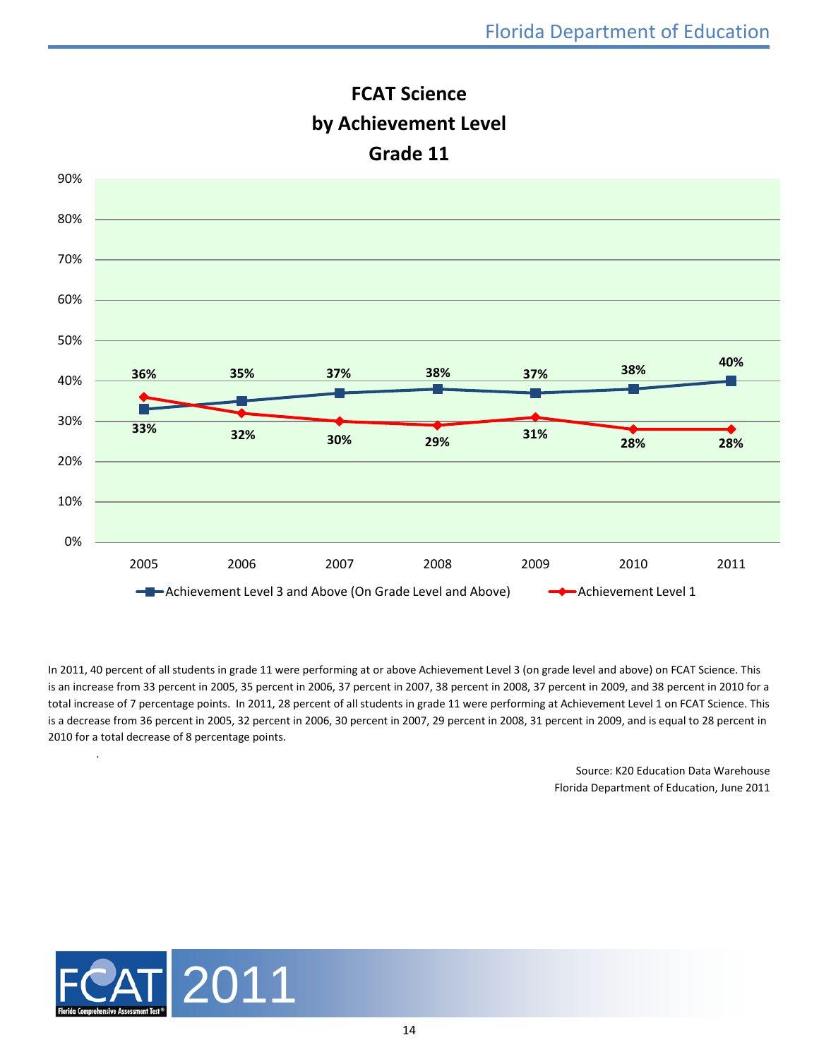## FCAT Science
## by Achievement Level
## Grade 11

| Year | Achievement Level 3 and Above (On Grade Level and Above) | Achievement Level 1 |
|---|---|---|
| 2005 | 33% | 36% |
| 2006 | 35% | 32% |
| 2007 | 37% | 30% |
| 2008 | 38% | 29% |
| 2009 | 37% | 31% |
| 2010 | 38% | 28% |
| 2011 | 40% | 28% |

In 2011, 40 percent of all students in grade 11 were performing at or above Achievement Level 3 (on grade level and above) on FCAT Science. This is an increase from 33 percent in 2005, 35 percent in 2006, 37 percent in 2007, 38 percent in 2008, 37 percent in 2009, and 38 percent in 2010 for a total increase of 7 percentage points. In 2011, 28 percent of all students in grade 11 were performing at Achievement Level 1 on FCAT Science. This is a decrease from 36 percent in 2005, 32 percent in 2006, 30 percent in 2007, 29 percent in 2008, 31 percent in 2009, and is equal to 28 percent in 2010 for a total decrease of 8 percentage points.

Source: K20 Education Data Warehouse
Florida Department of Education, June 2011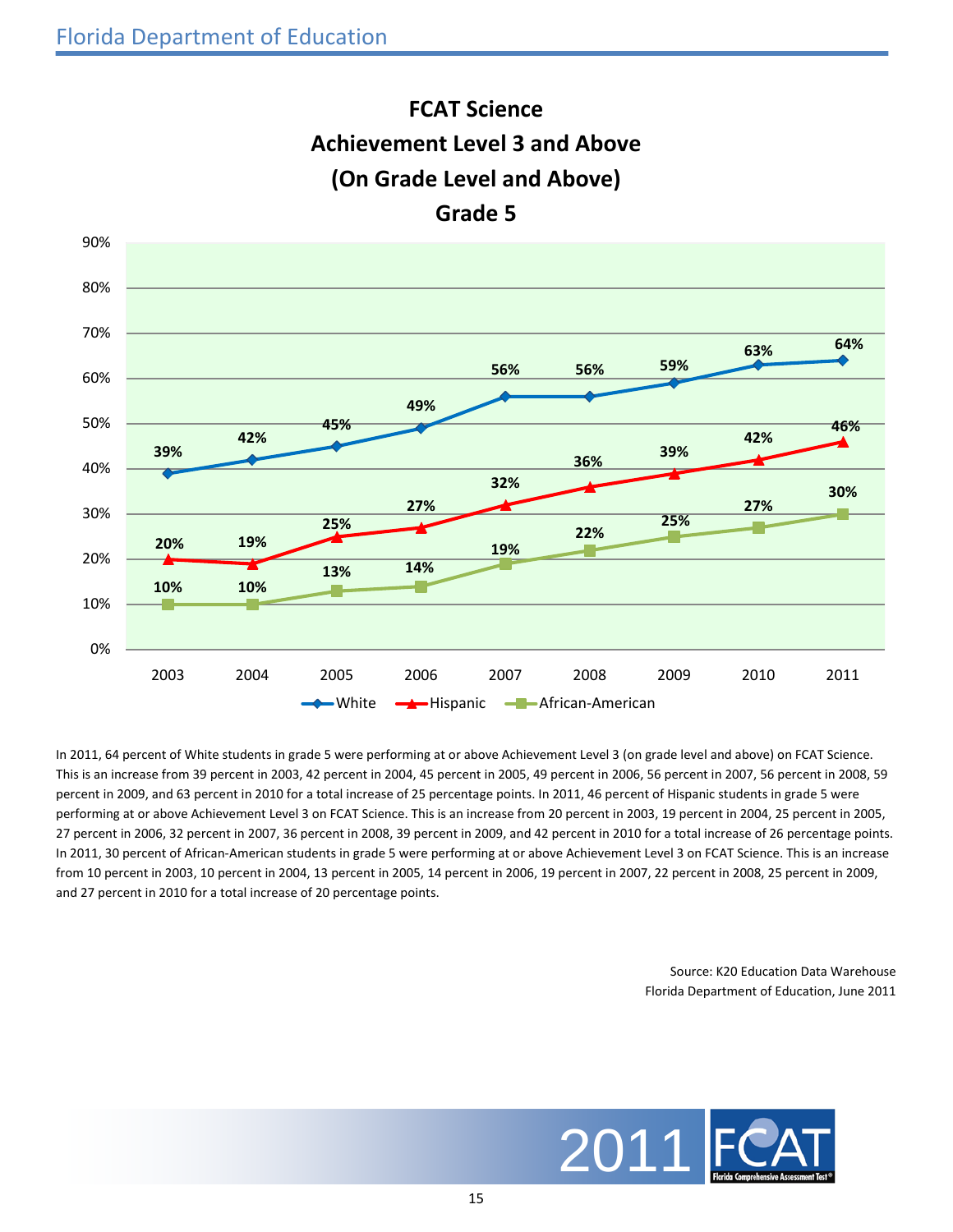# FCAT Science
## Achievement Level 3 and Above
## (On Grade Level and Above)
## Grade 5

| Year | White | Hispanic | African-American |
|---|---|---|---|
| 2003 | 39% | 20% | 10% |
| 2004 | 42% | 19% | 10% |
| 2005 | 45% | 25% | 13% |
| 2006 | 49% | 27% | 14% |
| 2007 | 56% | 32% | 19% |
| 2008 | 56% | 36% | 22% |
| 2009 | 59% | 39% | 25% |
| 2010 | 63% | 42% | 27% |
| 2011 | 64% | 46% | 30% |

In 2011, 64 percent of White students in grade 5 were performing at or above Achievement Level 3 (on grade level and above) on FCAT Science. This is an increase from 39 percent in 2003, 42 percent in 2004, 45 percent in 2005, 49 percent in 2006, 56 percent in 2007, 56 percent in 2008, 59 percent in 2009, and 63 percent in 2010 for a total increase of 25 percentage points. In 2011, 46 percent of Hispanic students in grade 5 were performing at or above Achievement Level 3 on FCAT Science. This is an increase from 20 percent in 2003, 19 percent in 2004, 25 percent in 2005, 27 percent in 2006, 32 percent in 2007, 36 percent in 2008, 39 percent in 2009, and 42 percent in 2010 for a total increase of 26 percentage points. In 2011, 30 percent of African-American students in grade 5 were performing at or above Achievement Level 3 on FCAT Science. This is an increase from 10 percent in 2003, 10 percent in 2004, 13 percent in 2005, 14 percent in 2006, 19 percent in 2007, 22 percent in 2008, 25 percent in 2009, and 27 percent in 2010 for a total increase of 20 percentage points.

Source: K20 Education Data Warehouse
Florida Department of Education, June 2011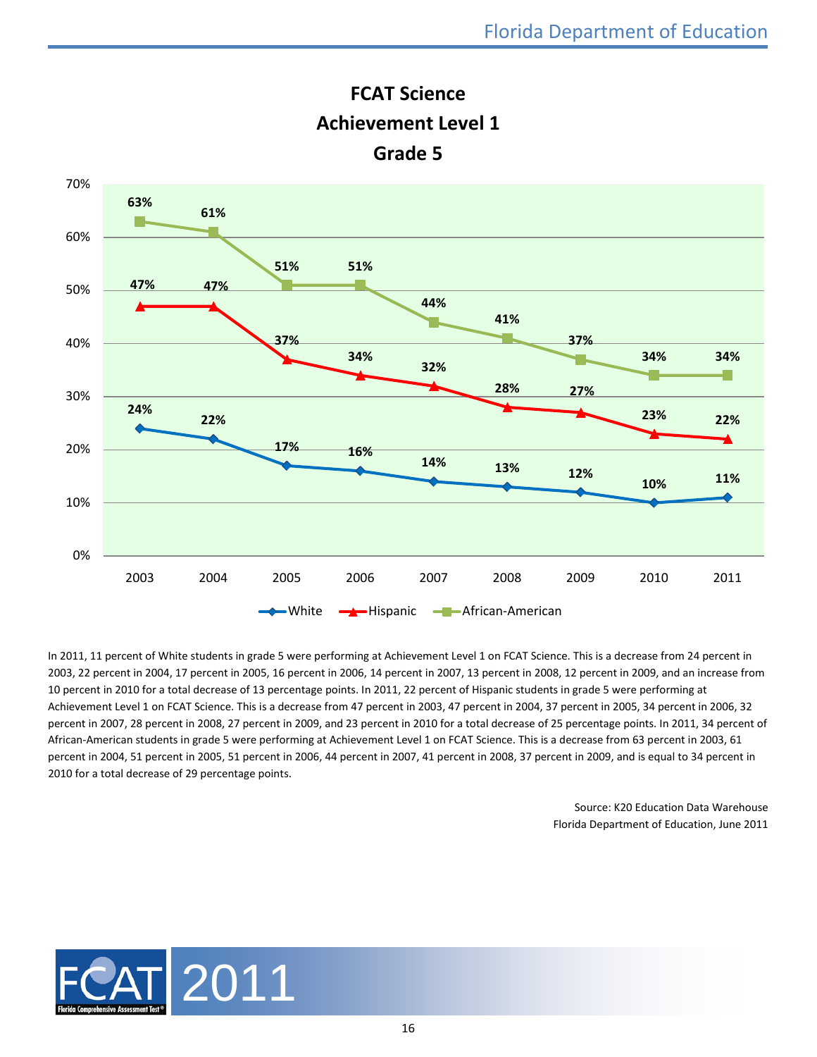## FCAT Science
## Achievement Level 1
## Grade 5

| Year | White | Hispanic | African-American |
|---|---|---|---|
| 2003 | 24% | 47% | 63% |
| 2004 | 22% | 47% | 61% |
| 2005 | 17% | 37% | 51% |
| 2006 | 16% | 34% | 51% |
| 2007 | 14% | 32% | 44% |
| 2008 | 13% | 28% | 41% |
| 2009 | 12% | 27% | 37% |
| 2010 | 10% | 23% | 34% |
| 2011 | 11% | 22% | 34% |

In 2011, 11 percent of White students in grade 5 were performing at Achievement Level 1 on FCAT Science. This is a decrease from 24 percent in 2003, 22 percent in 2004, 17 percent in 2005, 16 percent in 2006, 14 percent in 2007, 13 percent in 2008, 12 percent in 2009, and an increase from 10 percent in 2010 for a total decrease of 13 percentage points. In 2011, 22 percent of Hispanic students in grade 5 were performing at Achievement Level 1 on FCAT Science. This is a decrease from 47 percent in 2003, 47 percent in 2004, 37 percent in 2005, 34 percent in 2006, 32 percent in 2007, 28 percent in 2008, 27 percent in 2009, and 23 percent in 2010 for a total decrease of 25 percentage points. In 2011, 34 percent of African-American students in grade 5 were performing at Achievement Level 1 on FCAT Science. This is a decrease from 63 percent in 2003, 61 percent in 2004, 51 percent in 2005, 51 percent in 2006, 44 percent in 2007, 41 percent in 2008, 37 percent in 2009, and is equal to 34 percent in 2010 for a total decrease of 29 percentage points.

Source: K20 Education Data Warehouse
Florida Department of Education, June 2011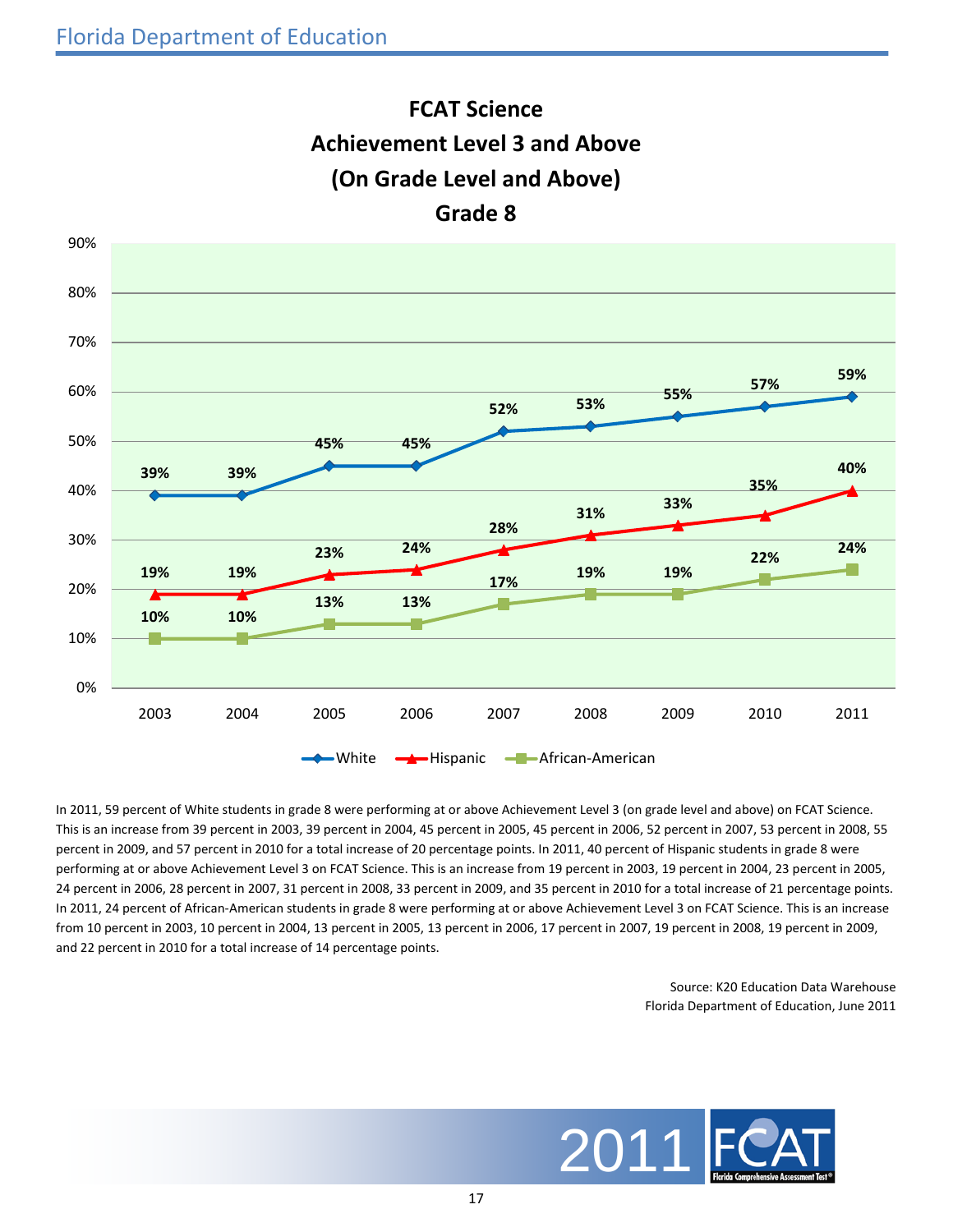# FCAT Science
## Achievement Level 3 and Above
## (On Grade Level and Above)
## Grade 8

| Year | White | Hispanic | African-American |
|---|---|---|---|
| 2003 | 39% | 19% | 10% |
| 2004 | 39% | 19% | 10% |
| 2005 | 45% | 23% | 13% |
| 2006 | 45% | 24% | 13% |
| 2007 | 52% | 28% | 17% |
| 2008 | 53% | 31% | 19% |
| 2009 | 55% | 33% | 19% |
| 2010 | 57% | 35% | 22% |
| 2011 | 59% | 40% | 24% |

In 2011, 59 percent of White students in grade 8 were performing at or above Achievement Level 3 (on grade level and above) on FCAT Science. This is an increase from 39 percent in 2003, 39 percent in 2004, 45 percent in 2005, 45 percent in 2006, 52 percent in 2007, 53 percent in 2008, 55 percent in 2009, and 57 percent in 2010 for a total increase of 20 percentage points. In 2011, 40 percent of Hispanic students in grade 8 were performing at or above Achievement Level 3 on FCAT Science. This is an increase from 19 percent in 2003, 19 percent in 2004, 23 percent in 2005, 24 percent in 2006, 28 percent in 2007, 31 percent in 2008, 33 percent in 2009, and 35 percent in 2010 for a total increase of 21 percentage points. In 2011, 24 percent of African-American students in grade 8 were performing at or above Achievement Level 3 on FCAT Science. This is an increase from 10 percent in 2003, 10 percent in 2004, 13 percent in 2005, 13 percent in 2006, 17 percent in 2007, 19 percent in 2008, 19 percent in 2009, and 22 percent in 2010 for a total increase of 14 percentage points.

Source: K20 Education Data Warehouse
Florida Department of Education, June 2011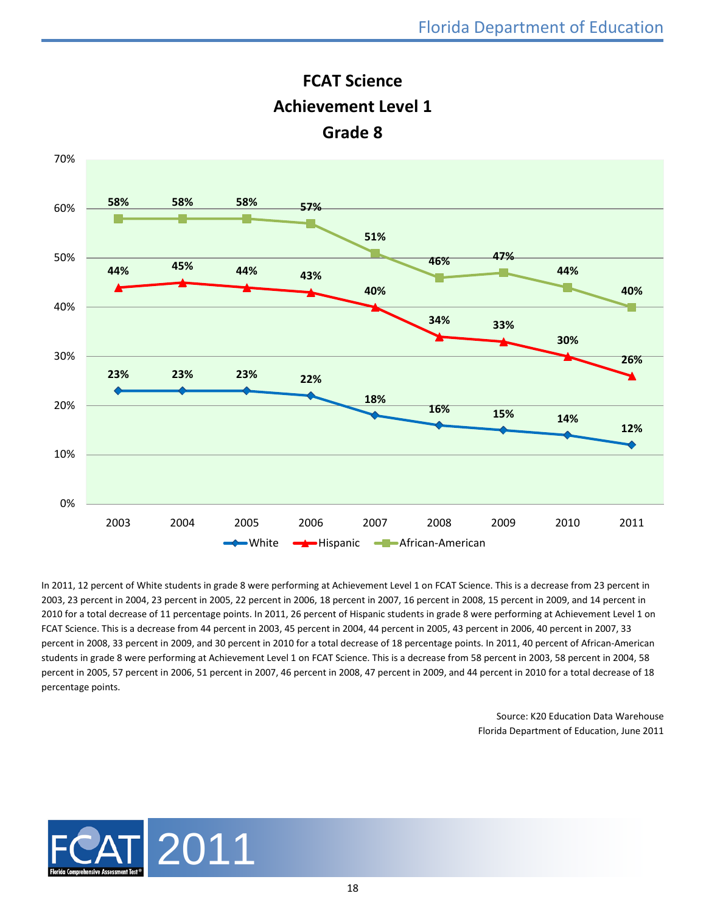# FCAT Science
## Achievement Level 1
## Grade 8

| Year | White | Hispanic | African-American |
|---|---|---|---|
| 2003 | 23% | 44% | 58% |
| 2004 | 23% | 45% | 58% |
| 2005 | 23% | 44% | 58% |
| 2006 | 22% | 43% | 57% |
| 2007 | 18% | 40% | 51% |
| 2008 | 16% | 34% | 46% |
| 2009 | 15% | 33% | 47% |
| 2010 | 14% | 30% | 44% |
| 2011 | 12% | 26% | 40% |

In 2011, 12 percent of White students in grade 8 were performing at Achievement Level 1 on FCAT Science. This is a decrease from 23 percent in 2003, 23 percent in 2004, 23 percent in 2005, 22 percent in 2006, 18 percent in 2007, 16 percent in 2008, 15 percent in 2009, and 14 percent in 2010 for a total decrease of 11 percentage points. In 2011, 26 percent of Hispanic students in grade 8 were performing at Achievement Level 1 on FCAT Science. This is a decrease from 44 percent in 2003, 45 percent in 2004, 44 percent in 2005, 43 percent in 2006, 40 percent in 2007, 33 percent in 2008, 33 percent in 2009, and 30 percent in 2010 for a total decrease of 18 percentage points. In 2011, 40 percent of African-American students in grade 8 were performing at Achievement Level 1 on FCAT Science. This is a decrease from 58 percent in 2003, 58 percent in 2004, 58 percent in 2005, 57 percent in 2006, 51 percent in 2007, 46 percent in 2008, 47 percent in 2009, and 44 percent in 2010 for a total decrease of 18 percentage points.

Source: K20 Education Data Warehouse
Florida Department of Education, June 2011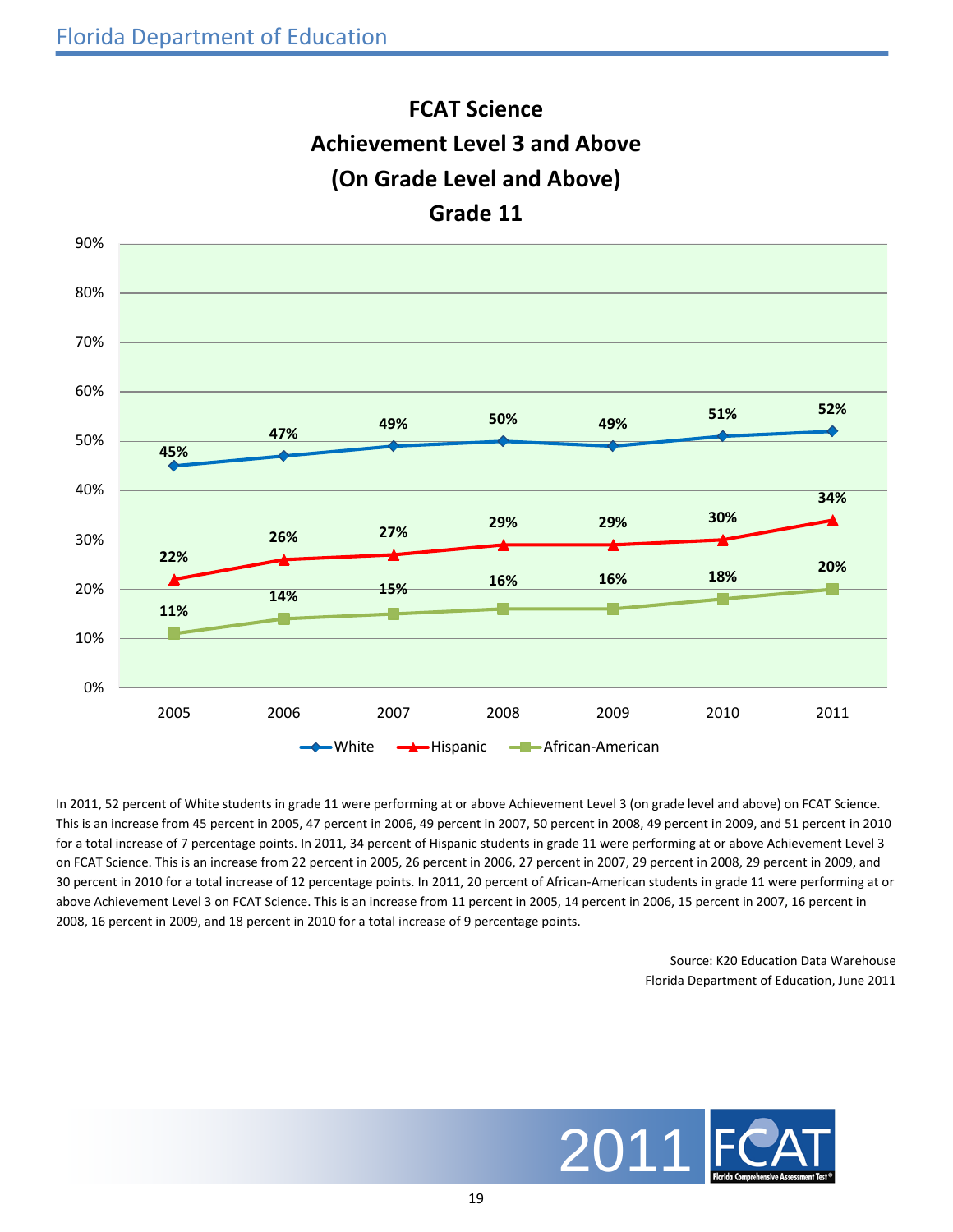# FCAT Science
## Achievement Level 3 and Above
## (On Grade Level and Above)
## Grade 11

| Year | White | Hispanic | African-American |
|---|---|---|---|
| 2005 | 45% | 22% | 11% |
| 2006 | 47% | 26% | 14% |
| 2007 | 49% | 27% | 15% |
| 2008 | 50% | 29% | 16% |
| 2009 | 49% | 29% | 16% |
| 2010 | 51% | 30% | 18% |
| 2011 | 52% | 34% | 20% |

In 2011, 52 percent of White students in grade 11 were performing at or above Achievement Level 3 (on grade level and above) on FCAT Science. This is an increase from 45 percent in 2005, 47 percent in 2006, 49 percent in 2007, 50 percent in 2008, 49 percent in 2009, and 51 percent in 2010 for a total increase of 7 percentage points. In 2011, 34 percent of Hispanic students in grade 11 were performing at or above Achievement Level 3 on FCAT Science. This is an increase from 22 percent in 2005, 26 percent in 2006, 27 percent in 2007, 29 percent in 2008, 29 percent in 2009, and 30 percent in 2010 for a total increase of 12 percentage points. In 2011, 20 percent of African-American students in grade 11 were performing at or above Achievement Level 3 on FCAT Science. This is an increase from 11 percent in 2005, 14 percent in 2006, 15 percent in 2007, 16 percent in 2008, 16 percent in 2009, and 18 percent in 2010 for a total increase of 9 percentage points.

Source: K20 Education Data Warehouse
Florida Department of Education, June 2011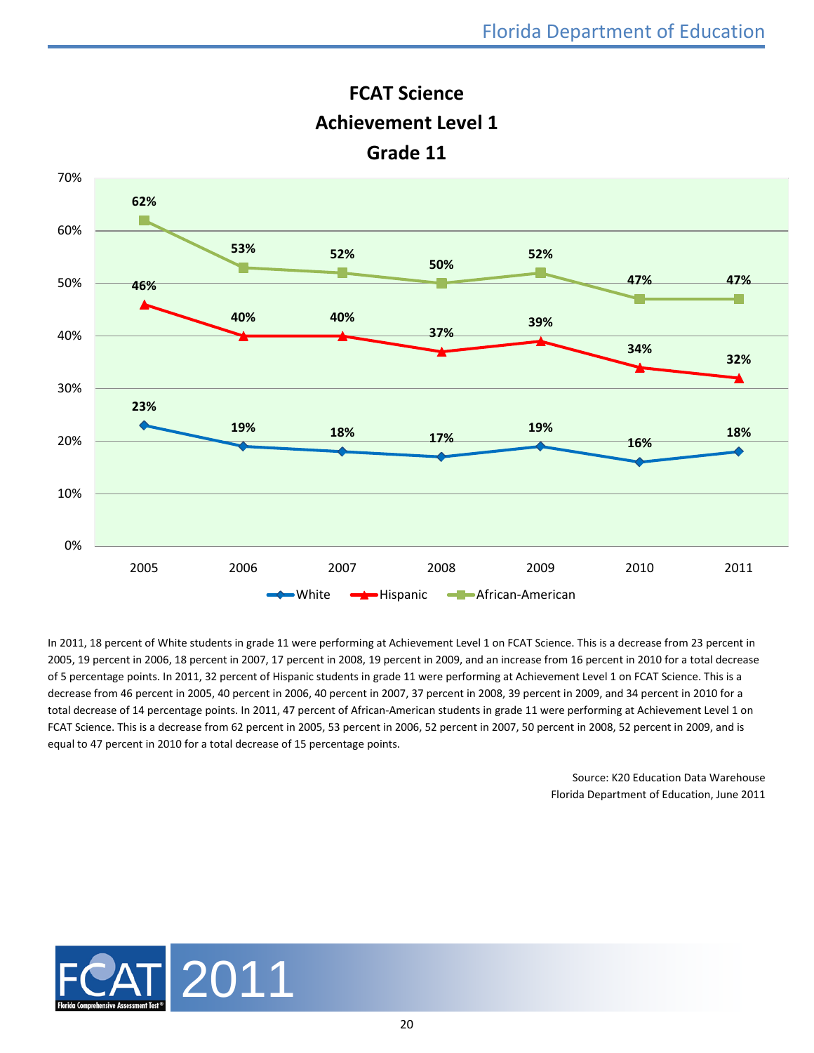## FCAT Science
## Achievement Level 1
## Grade 11

| Year | White | Hispanic | African-American |
|---|---|---|---|
| 2005 | 23% | 46% | 62% |
| 2006 | 19% | 40% | 53% |
| 2007 | 18% | 40% | 52% |
| 2008 | 17% | 37% | 50% |
| 2009 | 19% | 39% | 52% |
| 2010 | 16% | 34% | 47% |
| 2011 | 18% | 32% | 47% |

In 2011, 18 percent of White students in grade 11 were performing at Achievement Level 1 on FCAT Science. This is a decrease from 23 percent in 2005, 19 percent in 2006, 18 percent in 2007, 17 percent in 2008, 19 percent in 2009, and an increase from 16 percent in 2010 for a total decrease of 5 percentage points. In 2011, 32 percent of Hispanic students in grade 11 were performing at Achievement Level 1 on FCAT Science. This is a decrease from 46 percent in 2005, 40 percent in 2006, 40 percent in 2007, 37 percent in 2008, 39 percent in 2009, and 34 percent in 2010 for a total decrease of 14 percentage points. In 2011, 47 percent of African-American students in grade 11 were performing at Achievement Level 1 on FCAT Science. This is a decrease from 62 percent in 2005, 53 percent in 2006, 52 percent in 2007, 50 percent in 2008, 52 percent in 2009, and is equal to 47 percent in 2010 for a total decrease of 15 percentage points.

Source: K20 Education Data Warehouse
Florida Department of Education, June 2011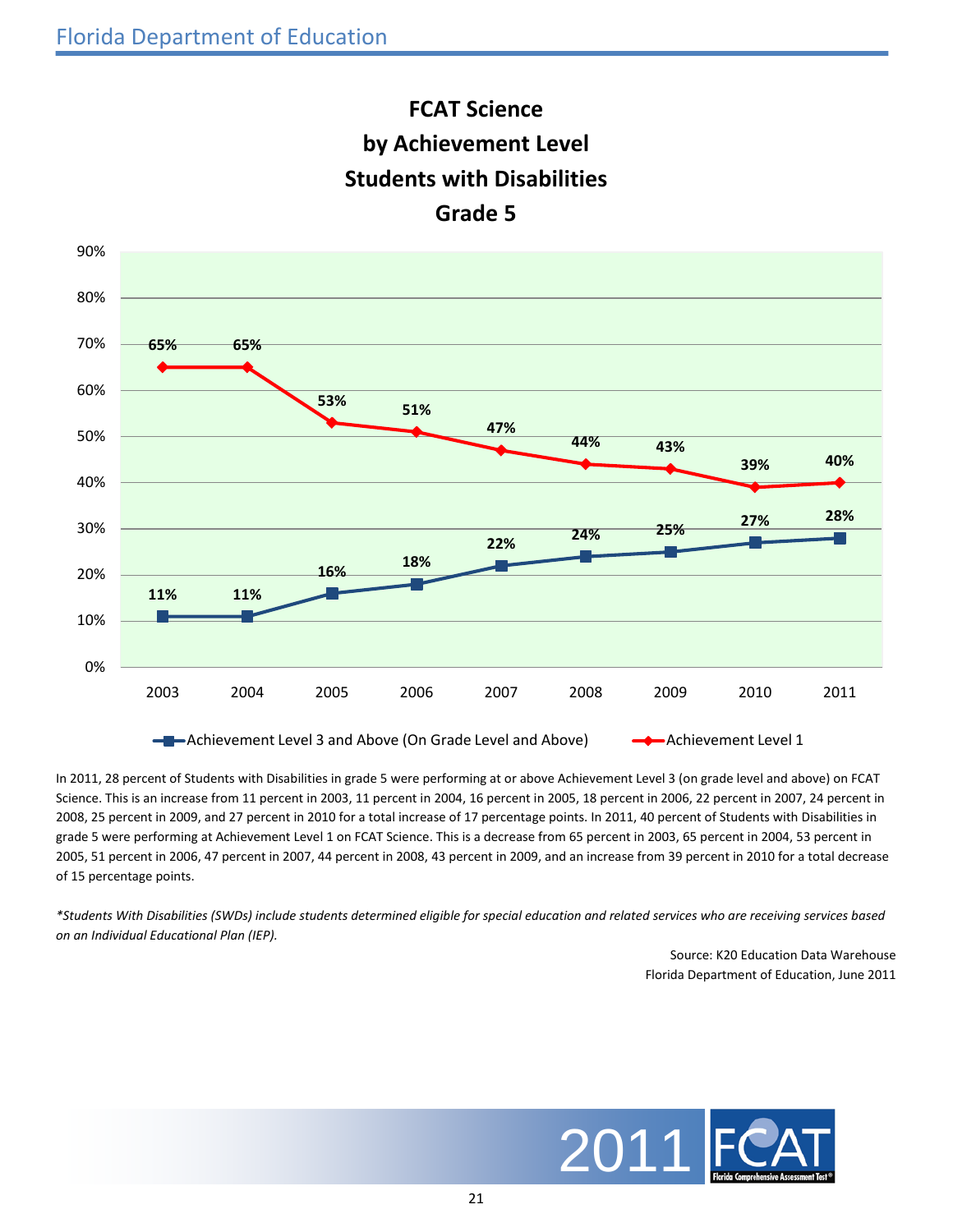# FCAT Science by Achievement Level Students with Disabilities Grade 5

| Year | Achievement Level 3 and Above (On Grade Level and Above) | Achievement Level 1 |
|---|---|---|
| 2003 | 11% | 65% |
| 2004 | 11% | 65% |
| 2005 | 16% | 53% |
| 2006 | 18% | 51% |
| 2007 | 22% | 47% |
| 2008 | 24% | 44% |
| 2009 | 25% | 43% |
| 2010 | 27% | 39% |
| 2011 | 28% | 40% |

In 2011, 28 percent of Students with Disabilities in grade 5 were performing at or above Achievement Level 3 (on grade level and above) on FCAT Science. This is an increase from 11 percent in 2003, 11 percent in 2004, 16 percent in 2005, 18 percent in 2006, 22 percent in 2007, 24 percent in 2008, 25 percent in 2009, and 27 percent in 2010 for a total increase of 17 percentage points. In 2011, 40 percent of Students with Disabilities in grade 5 were performing at Achievement Level 1 on FCAT Science. This is a decrease from 65 percent in 2003, 65 percent in 2004, 53 percent in 2005, 51 percent in 2006, 47 percent in 2007, 44 percent in 2008, 43 percent in 2009, and an increase from 39 percent in 2010 for a total decrease of 15 percentage points.

*\*Students With Disabilities (SWDs) include students determined eligible for special education and related services who are receiving services based on an Individual Educational Plan (IEP).*

Source: K20 Education Data Warehouse
Florida Department of Education, June 2011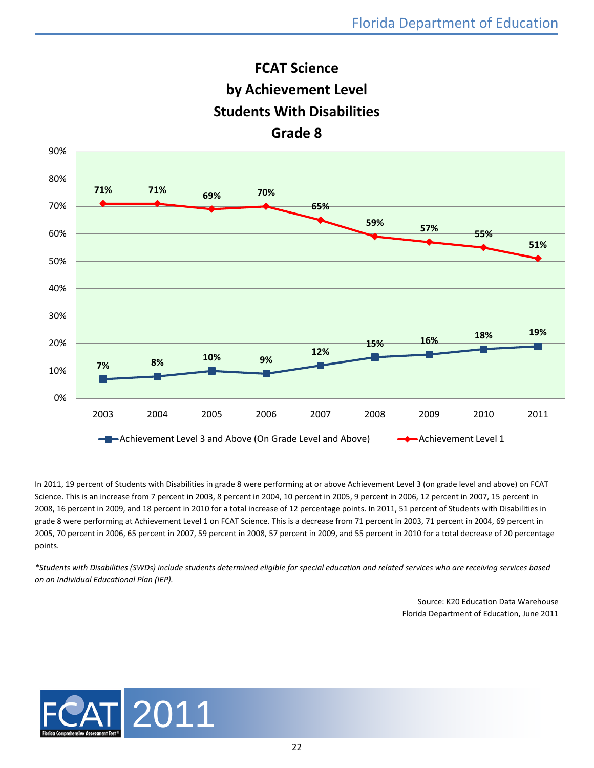# FCAT Science
# by Achievement Level
# Students With Disabilities
# Grade 8

| Year | Achievement Level 3 and Above (On Grade Level and Above) | Achievement Level 1 |
|---|---|---|
| 2003 | 7% | 71% |
| 2004 | 8% | 71% |
| 2005 | 10% | 69% |
| 2006 | 9% | 70% |
| 2007 | 12% | 65% |
| 2008 | 15% | 59% |
| 2009 | 16% | 57% |
| 2010 | 18% | 55% |
| 2011 | 19% | 51% |

In 2011, 19 percent of Students with Disabilities in grade 8 were performing at or above Achievement Level 3 (on grade level and above) on FCAT Science. This is an increase from 7 percent in 2003, 8 percent in 2004, 10 percent in 2005, 9 percent in 2006, 12 percent in 2007, 15 percent in 2008, 16 percent in 2009, and 18 percent in 2010 for a total increase of 12 percentage points. In 2011, 51 percent of Students with Disabilities in grade 8 were performing at Achievement Level 1 on FCAT Science. This is a decrease from 71 percent in 2003, 71 percent in 2004, 69 percent in 2005, 70 percent in 2006, 65 percent in 2007, 59 percent in 2008, 57 percent in 2009, and 55 percent in 2010 for a total decrease of 20 percentage points.

*\*Students with Disabilities (SWDs) include students determined eligible for special education and related services who are receiving services based on an Individual Educational Plan (IEP).*

Source: K20 Education Data Warehouse
Florida Department of Education, June 2011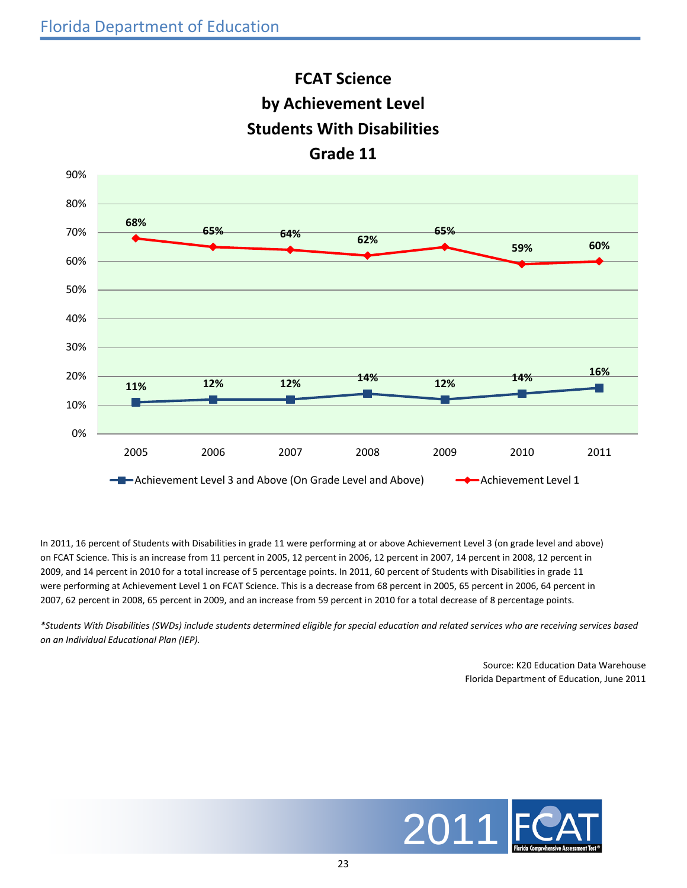## FCAT Science by Achievement Level Students With Disabilities Grade 11

| Year | Achievement Level 3 and Above (On Grade Level and Above) | Achievement Level 1 |
|---|---|---|
| 2005 | 11% | 68% |
| 2006 | 12% | 65% |
| 2007 | 12% | 64% |
| 2008 | 14% | 62% |
| 2009 | 12% | 65% |
| 2010 | 14% | 59% |
| 2011 | 16% | 60% |

In 2011, 16 percent of Students with Disabilities in grade 11 were performing at or above Achievement Level 3 (on grade level and above) on FCAT Science. This is an increase from 11 percent in 2005, 12 percent in 2006, 12 percent in 2007, 14 percent in 2008, 12 percent in 2009, and 14 percent in 2010 for a total increase of 5 percentage points. In 2011, 60 percent of Students with Disabilities in grade 11 were performing at Achievement Level 1 on FCAT Science. This is a decrease from 68 percent in 2005, 65 percent in 2006, 64 percent in 2007, 62 percent in 2008, 65 percent in 2009, and an increase from 59 percent in 2010 for a total decrease of 8 percentage points.

*\*Students With Disabilities (SWDs) include students determined eligible for special education and related services who are receiving services based on an Individual Educational Plan (IEP).*

Source: K20 Education Data Warehouse
Florida Department of Education, June 2011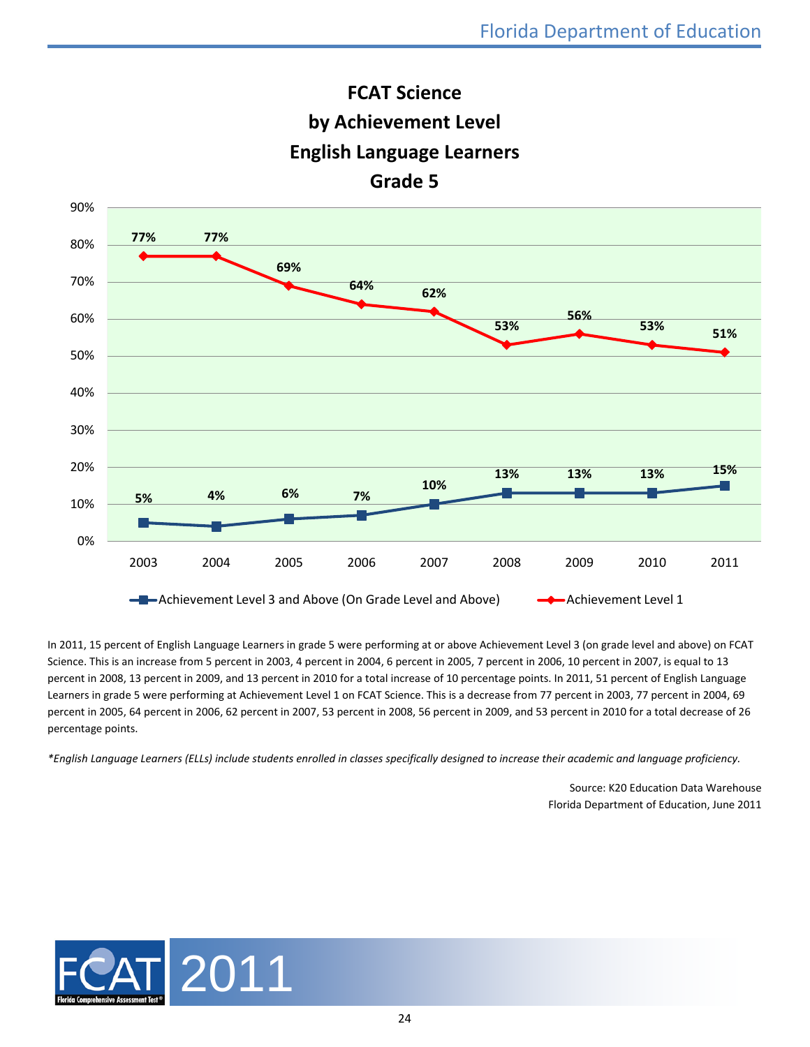# FCAT Science by Achievement Level English Language Learners Grade 5

| Year | Achievement Level 3 and Above (On Grade Level and Above) | Achievement Level 1 |
|---|---|---|
| 2003 | 5% | 77% |
| 2004 | 4% | 77% |
| 2005 | 6% | 69% |
| 2006 | 7% | 64% |
| 2007 | 10% | 62% |
| 2008 | 13% | 53% |
| 2009 | 13% | 56% |
| 2010 | 13% | 53% |
| 2011 | 15% | 51% |

In 2011, 15 percent of English Language Learners in grade 5 were performing at or above Achievement Level 3 (on grade level and above) on FCAT Science. This is an increase from 5 percent in 2003, 4 percent in 2004, 6 percent in 2005, 7 percent in 2006, 10 percent in 2007, is equal to 13 percent in 2008, 13 percent in 2009, and 13 percent in 2010 for a total increase of 10 percentage points. In 2011, 51 percent of English Language Learners in grade 5 were performing at Achievement Level 1 on FCAT Science. This is a decrease from 77 percent in 2003, 77 percent in 2004, 69 percent in 2005, 64 percent in 2006, 62 percent in 2007, 53 percent in 2008, 56 percent in 2009, and 53 percent in 2010 for a total decrease of 26 percentage points.

*\*English Language Learners (ELLs) include students enrolled in classes specifically designed to increase their academic and language proficiency.*

Source: K20 Education Data Warehouse
Florida Department of Education, June 2011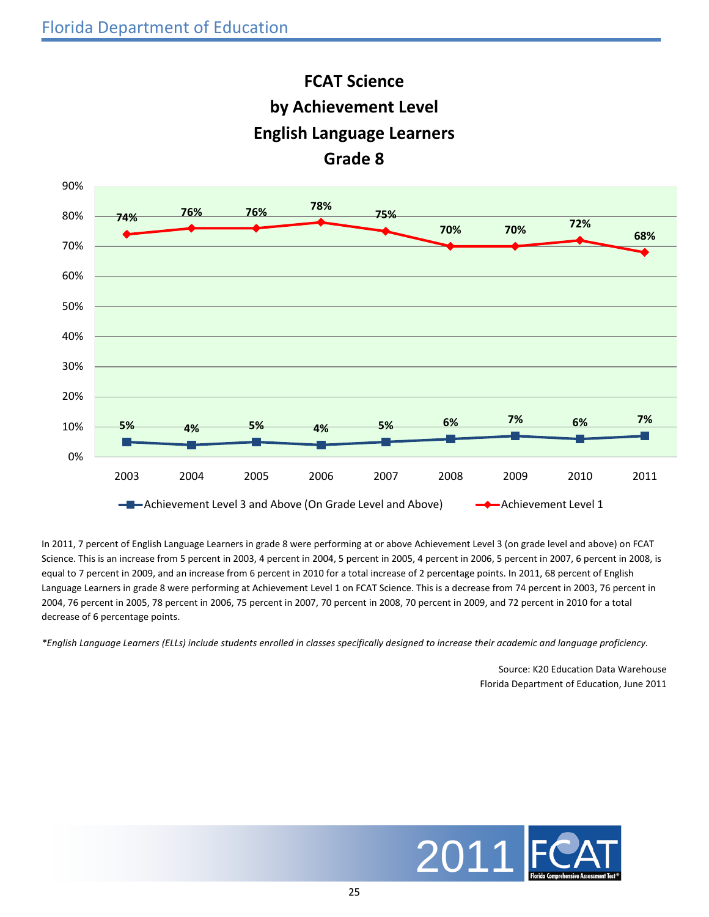# FCAT Science
## by Achievement Level
## English Language Learners
## Grade 8

| Year | Achievement Level 3 and Above (On Grade Level and Above) | Achievement Level 1 |
|---|---|---|
| 2003 | 5% | 74% |
| 2004 | 4% | 76% |
| 2005 | 5% | 76% |
| 2006 | 4% | 78% |
| 2007 | 5% | 75% |
| 2008 | 6% | 70% |
| 2009 | 7% | 70% |
| 2010 | 6% | 72% |
| 2011 | 7% | 68% |

In 2011, 7 percent of English Language Learners in grade 8 were performing at or above Achievement Level 3 (on grade level and above) on FCAT Science. This is an increase from 5 percent in 2003, 4 percent in 2004, 5 percent in 2005, 4 percent in 2006, 5 percent in 2007, 6 percent in 2008, is equal to 7 percent in 2009, and an increase from 6 percent in 2010 for a total increase of 2 percentage points. In 2011, 68 percent of English Language Learners in grade 8 were performing at Achievement Level 1 on FCAT Science. This is a decrease from 74 percent in 2003, 76 percent in 2004, 76 percent in 2005, 78 percent in 2006, 75 percent in 2007, 70 percent in 2008, 70 percent in 2009, and 72 percent in 2010 for a total decrease of 6 percentage points.

*\*English Language Learners (ELLs) include students enrolled in classes specifically designed to increase their academic and language proficiency.*

Source: K20 Education Data Warehouse
Florida Department of Education, June 2011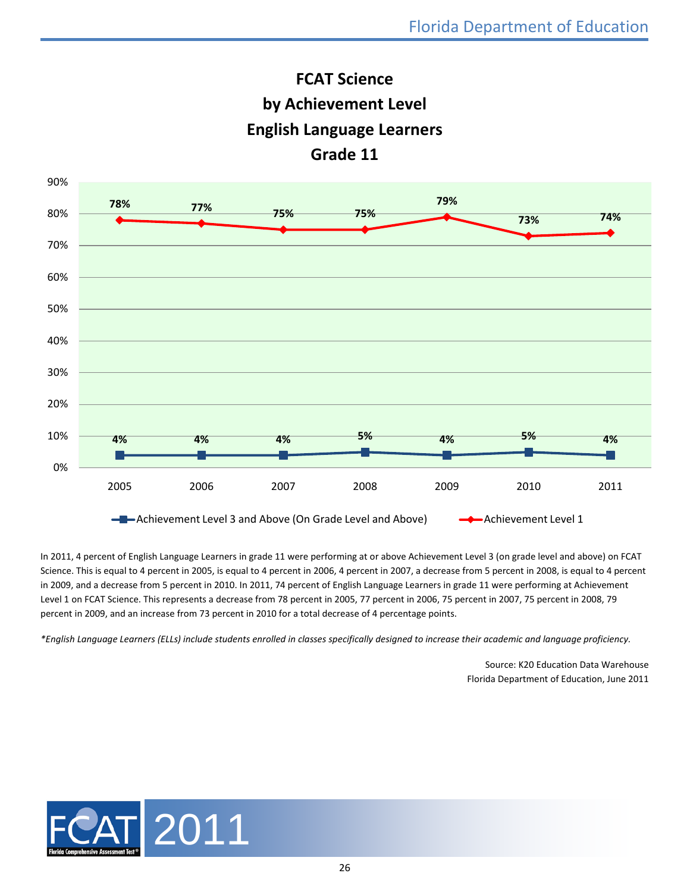# FCAT Science by Achievement Level English Language Learners Grade 11

| | 2005 | 2006 | 2007 | 2008 | 2009 | 2010 | 2011 |
|---|---|---|---|---|---|---|---|
| Achievement Level 3 and Above (On Grade Level and Above) | 4% | 4% | 4% | 5% | 4% | 5% | 4% |
| Achievement Level 1 | 78% | 77% | 75% | 75% | 79% | 73% | 74% |

In 2011, 4 percent of English Language Learners in grade 11 were performing at or above Achievement Level 3 (on grade level and above) on FCAT Science. This is equal to 4 percent in 2005, is equal to 4 percent in 2006, 4 percent in 2007, a decrease from 5 percent in 2008, is equal to 4 percent in 2009, and a decrease from 5 percent in 2010. In 2011, 74 percent of English Language Learners in grade 11 were performing at Achievement Level 1 on FCAT Science. This represents a decrease from 78 percent in 2005, 77 percent in 2006, 75 percent in 2007, 75 percent in 2008, 79 percent in 2009, and an increase from 73 percent in 2010 for a total decrease of 4 percentage points.

*\*English Language Learners (ELLs) include students enrolled in classes specifically designed to increase their academic and language proficiency.*

Source: K20 Education Data Warehouse
Florida Department of Education, June 2011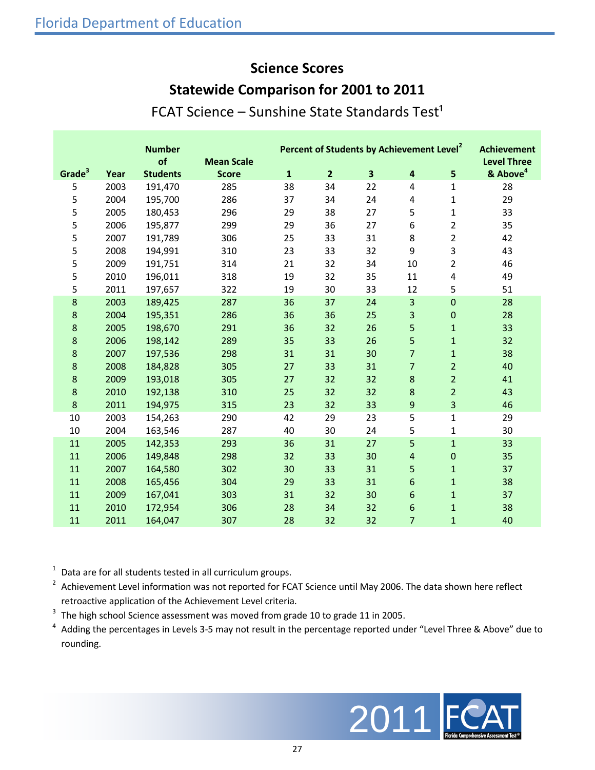# Science Scores

## Statewide Comparison for 2001 to 2011

### FCAT Science – Sunshine State Standards Test[1]

| Grade[3] | Year | Number of Students | Mean Scale Score | Percent of Students by Achievement Level[2] | | | | | Achievement Level Three & Above[4] |
|---|---|---|---|---|---|---|---|---|---|
| | | | | 1 | 2 | 3 | 4 | 5 | |
| 5 | 2003 | 191,470 | 285 | 38 | 34 | 22 | 4 | 1 | 28 |
| 5 | 2004 | 195,700 | 286 | 37 | 34 | 24 | 4 | 1 | 29 |
| 5 | 2005 | 180,453 | 296 | 29 | 38 | 27 | 5 | 1 | 33 |
| 5 | 2006 | 195,877 | 299 | 29 | 36 | 27 | 6 | 2 | 35 |
| 5 | 2007 | 191,789 | 306 | 25 | 33 | 31 | 8 | 2 | 42 |
| 5 | 2008 | 194,991 | 310 | 23 | 33 | 32 | 9 | 3 | 43 |
| 5 | 2009 | 191,751 | 314 | 21 | 32 | 34 | 10 | 2 | 46 |
| 5 | 2010 | 196,011 | 318 | 19 | 32 | 35 | 11 | 4 | 49 |
| 5 | 2011 | 197,657 | 322 | 19 | 30 | 33 | 12 | 5 | 51 |
| 8 | 2003 | 189,425 | 287 | 36 | 37 | 24 | 3 | 0 | 28 |
| 8 | 2004 | 195,351 | 286 | 36 | 36 | 25 | 3 | 0 | 28 |
| 8 | 2005 | 198,670 | 291 | 36 | 32 | 26 | 5 | 1 | 33 |
| 8 | 2006 | 198,142 | 289 | 35 | 33 | 26 | 5 | 1 | 32 |
| 8 | 2007 | 197,536 | 298 | 31 | 31 | 30 | 7 | 1 | 38 |
| 8 | 2008 | 184,828 | 305 | 27 | 33 | 31 | 7 | 2 | 40 |
| 8 | 2009 | 193,018 | 305 | 27 | 32 | 32 | 8 | 2 | 41 |
| 8 | 2010 | 192,138 | 310 | 25 | 32 | 32 | 8 | 2 | 43 |
| 8 | 2011 | 194,975 | 315 | 23 | 32 | 33 | 9 | 3 | 46 |
| 10 | 2003 | 154,263 | 290 | 42 | 29 | 23 | 5 | 1 | 29 |
| 10 | 2004 | 163,546 | 287 | 40 | 30 | 24 | 5 | 1 | 30 |
| 11 | 2005 | 142,353 | 293 | 36 | 31 | 27 | 5 | 1 | 33 |
| 11 | 2006 | 149,848 | 298 | 32 | 33 | 30 | 4 | 0 | 35 |
| 11 | 2007 | 164,580 | 302 | 30 | 33 | 31 | 5 | 1 | 37 |
| 11 | 2008 | 165,456 | 304 | 29 | 33 | 31 | 6 | 1 | 38 |
| 11 | 2009 | 167,041 | 303 | 31 | 32 | 30 | 6 | 1 | 37 |
| 11 | 2010 | 172,954 | 306 | 28 | 34 | 32 | 6 | 1 | 38 |
| 11 | 2011 | 164,047 | 307 | 28 | 32 | 32 | 7 | 1 | 40 |

[1] Data are for all students tested in all curriculum groups.

[2] Achievement Level information was not reported for FCAT Science until May 2006. The data shown here reflect retroactive application of the Achievement Level criteria.

[3] The high school Science assessment was moved from grade 10 to grade 11 in 2005.

[4] Adding the percentages in Levels 3-5 may not result in the percentage reported under "Level Three & Above" due to rounding.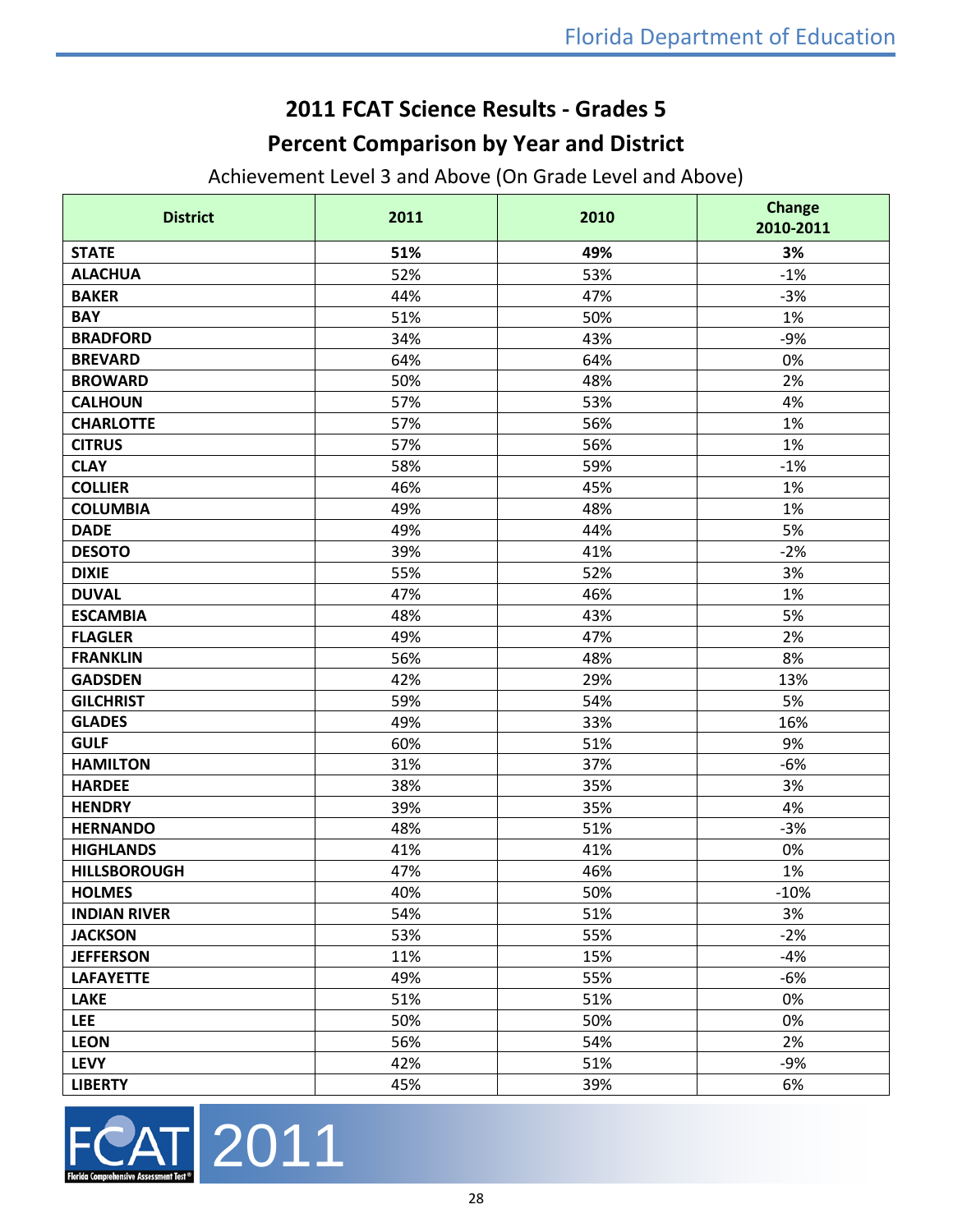# 2011 FCAT Science Results - Grades 5

## Percent Comparison by Year and District

Achievement Level 3 and Above (On Grade Level and Above)

| District | 2011 | 2010 | Change 2010-2011 |
|---|---|---|---|
| **STATE** | **51%** | **49%** | **3%** |
| **ALACHUA** | 52% | 53% | -1% |
| **BAKER** | 44% | 47% | -3% |
| **BAY** | 51% | 50% | 1% |
| **BRADFORD** | 34% | 43% | -9% |
| **BREVARD** | 64% | 64% | 0% |
| **BROWARD** | 50% | 48% | 2% |
| **CALHOUN** | 57% | 53% | 4% |
| **CHARLOTTE** | 57% | 56% | 1% |
| **CITRUS** | 57% | 56% | 1% |
| **CLAY** | 58% | 59% | -1% |
| **COLLIER** | 46% | 45% | 1% |
| **COLUMBIA** | 49% | 48% | 1% |
| **DADE** | 49% | 44% | 5% |
| **DESOTO** | 39% | 41% | -2% |
| **DIXIE** | 55% | 52% | 3% |
| **DUVAL** | 47% | 46% | 1% |
| **ESCAMBIA** | 48% | 43% | 5% |
| **FLAGLER** | 49% | 47% | 2% |
| **FRANKLIN** | 56% | 48% | 8% |
| **GADSDEN** | 42% | 29% | 13% |
| **GILCHRIST** | 59% | 54% | 5% |
| **GLADES** | 49% | 33% | 16% |
| **GULF** | 60% | 51% | 9% |
| **HAMILTON** | 31% | 37% | -6% |
| **HARDEE** | 38% | 35% | 3% |
| **HENDRY** | 39% | 35% | 4% |
| **HERNANDO** | 48% | 51% | -3% |
| **HIGHLANDS** | 41% | 41% | 0% |
| **HILLSBOROUGH** | 47% | 46% | 1% |
| **HOLMES** | 40% | 50% | -10% |
| **INDIAN RIVER** | 54% | 51% | 3% |
| **JACKSON** | 53% | 55% | -2% |
| **JEFFERSON** | 11% | 15% | -4% |
| **LAFAYETTE** | 49% | 55% | -6% |
| **LAKE** | 51% | 51% | 0% |
| **LEE** | 50% | 50% | 0% |
| **LEON** | 56% | 54% | 2% |
| **LEVY** | 42% | 51% | -9% |
| **LIBERTY** | 45% | 39% | 6% |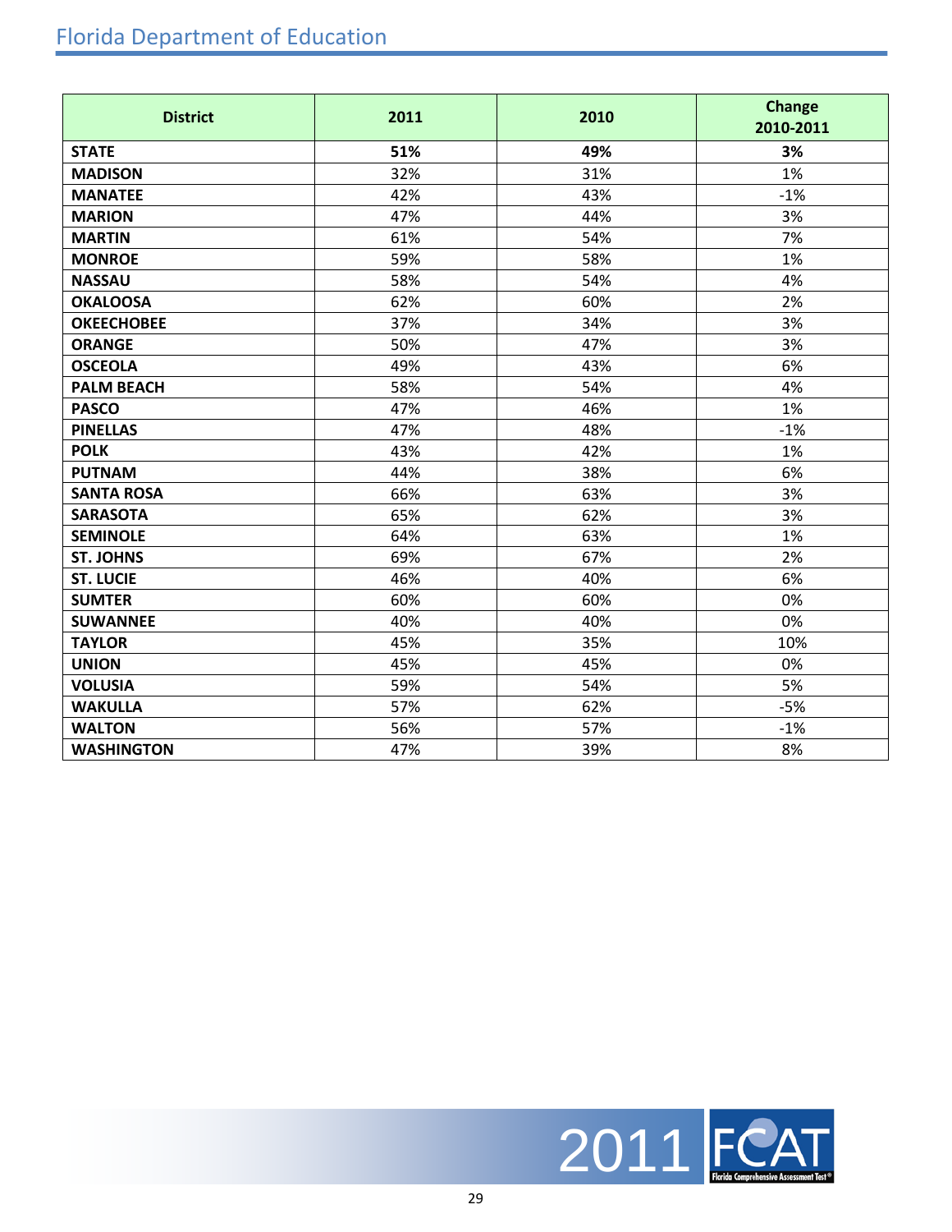| District | 2011 | 2010 | Change 2010-2011 |
|---|---|---|---|
| **STATE** | **51%** | **49%** | **3%** |
| **MADISON** | 32% | 31% | 1% |
| **MANATEE** | 42% | 43% | -1% |
| **MARION** | 47% | 44% | 3% |
| **MARTIN** | 61% | 54% | 7% |
| **MONROE** | 59% | 58% | 1% |
| **NASSAU** | 58% | 54% | 4% |
| **OKALOOSA** | 62% | 60% | 2% |
| **OKEECHOBEE** | 37% | 34% | 3% |
| **ORANGE** | 50% | 47% | 3% |
| **OSCEOLA** | 49% | 43% | 6% |
| **PALM BEACH** | 58% | 54% | 4% |
| **PASCO** | 47% | 46% | 1% |
| **PINELLAS** | 47% | 48% | -1% |
| **POLK** | 43% | 42% | 1% |
| **PUTNAM** | 44% | 38% | 6% |
| **SANTA ROSA** | 66% | 63% | 3% |
| **SARASOTA** | 65% | 62% | 3% |
| **SEMINOLE** | 64% | 63% | 1% |
| **ST. JOHNS** | 69% | 67% | 2% |
| **ST. LUCIE** | 46% | 40% | 6% |
| **SUMTER** | 60% | 60% | 0% |
| **SUWANNEE** | 40% | 40% | 0% |
| **TAYLOR** | 45% | 35% | 10% |
| **UNION** | 45% | 45% | 0% |
| **VOLUSIA** | 59% | 54% | 5% |
| **WAKULLA** | 57% | 62% | -5% |
| **WALTON** | 56% | 57% | -1% |
| **WASHINGTON** | 47% | 39% | 8% |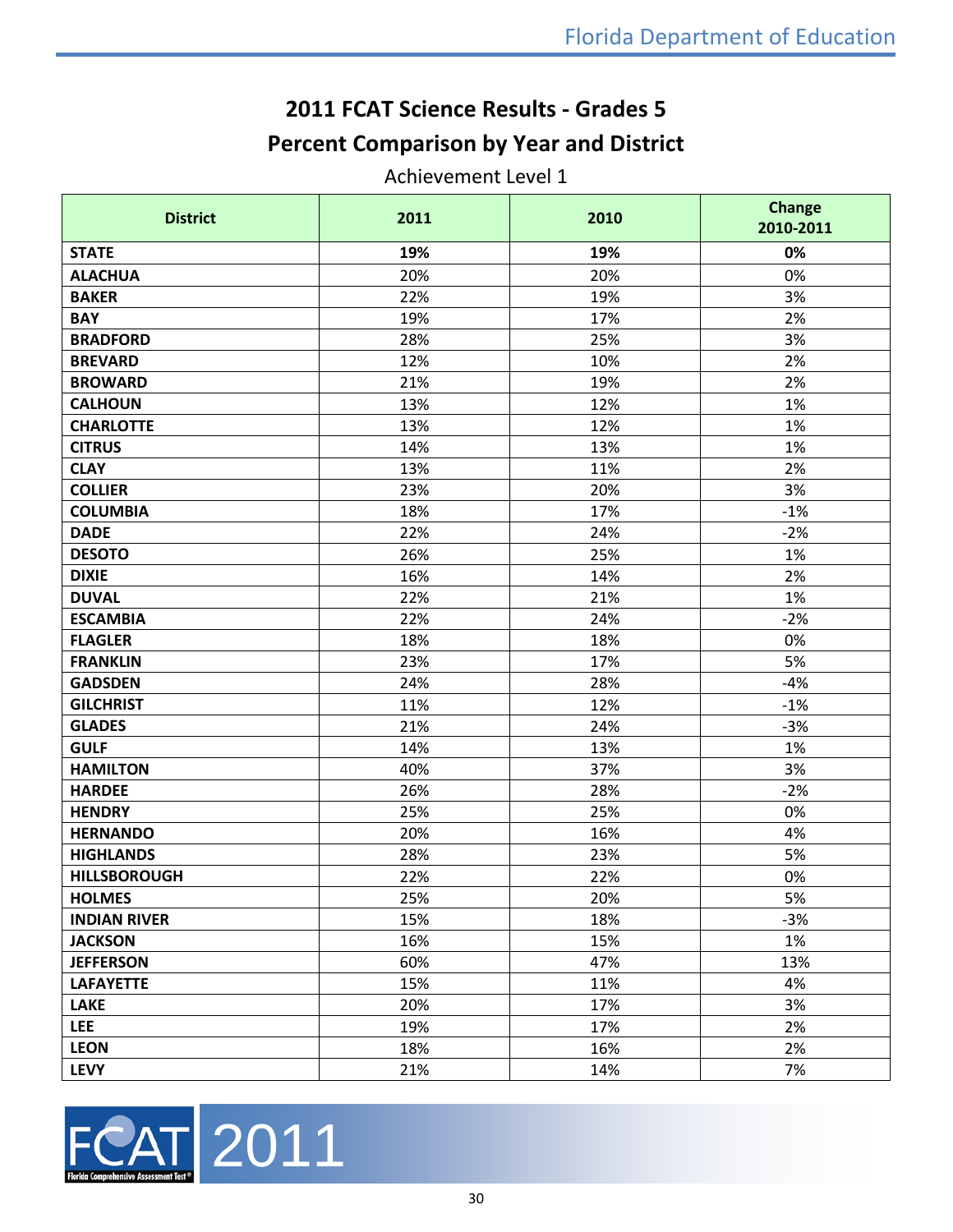# 2011 FCAT Science Results - Grades 5

## Percent Comparison by Year and District

Achievement Level 1

| District | 2011 | 2010 | Change 2010-2011 |
|---|---|---|---|
| **STATE** | **19%** | **19%** | **0%** |
| **ALACHUA** | 20% | 20% | 0% |
| **BAKER** | 22% | 19% | 3% |
| **BAY** | 19% | 17% | 2% |
| **BRADFORD** | 28% | 25% | 3% |
| **BREVARD** | 12% | 10% | 2% |
| **BROWARD** | 21% | 19% | 2% |
| **CALHOUN** | 13% | 12% | 1% |
| **CHARLOTTE** | 13% | 12% | 1% |
| **CITRUS** | 14% | 13% | 1% |
| **CLAY** | 13% | 11% | 2% |
| **COLLIER** | 23% | 20% | 3% |
| **COLUMBIA** | 18% | 17% | -1% |
| **DADE** | 22% | 24% | -2% |
| **DESOTO** | 26% | 25% | 1% |
| **DIXIE** | 16% | 14% | 2% |
| **DUVAL** | 22% | 21% | 1% |
| **ESCAMBIA** | 22% | 24% | -2% |
| **FLAGLER** | 18% | 18% | 0% |
| **FRANKLIN** | 23% | 17% | 5% |
| **GADSDEN** | 24% | 28% | -4% |
| **GILCHRIST** | 11% | 12% | -1% |
| **GLADES** | 21% | 24% | -3% |
| **GULF** | 14% | 13% | 1% |
| **HAMILTON** | 40% | 37% | 3% |
| **HARDEE** | 26% | 28% | -2% |
| **HENDRY** | 25% | 25% | 0% |
| **HERNANDO** | 20% | 16% | 4% |
| **HIGHLANDS** | 28% | 23% | 5% |
| **HILLSBOROUGH** | 22% | 22% | 0% |
| **HOLMES** | 25% | 20% | 5% |
| **INDIAN RIVER** | 15% | 18% | -3% |
| **JACKSON** | 16% | 15% | 1% |
| **JEFFERSON** | 60% | 47% | 13% |
| **LAFAYETTE** | 15% | 11% | 4% |
| **LAKE** | 20% | 17% | 3% |
| **LEE** | 19% | 17% | 2% |
| **LEON** | 18% | 16% | 2% |
| **LEVY** | 21% | 14% | 7% |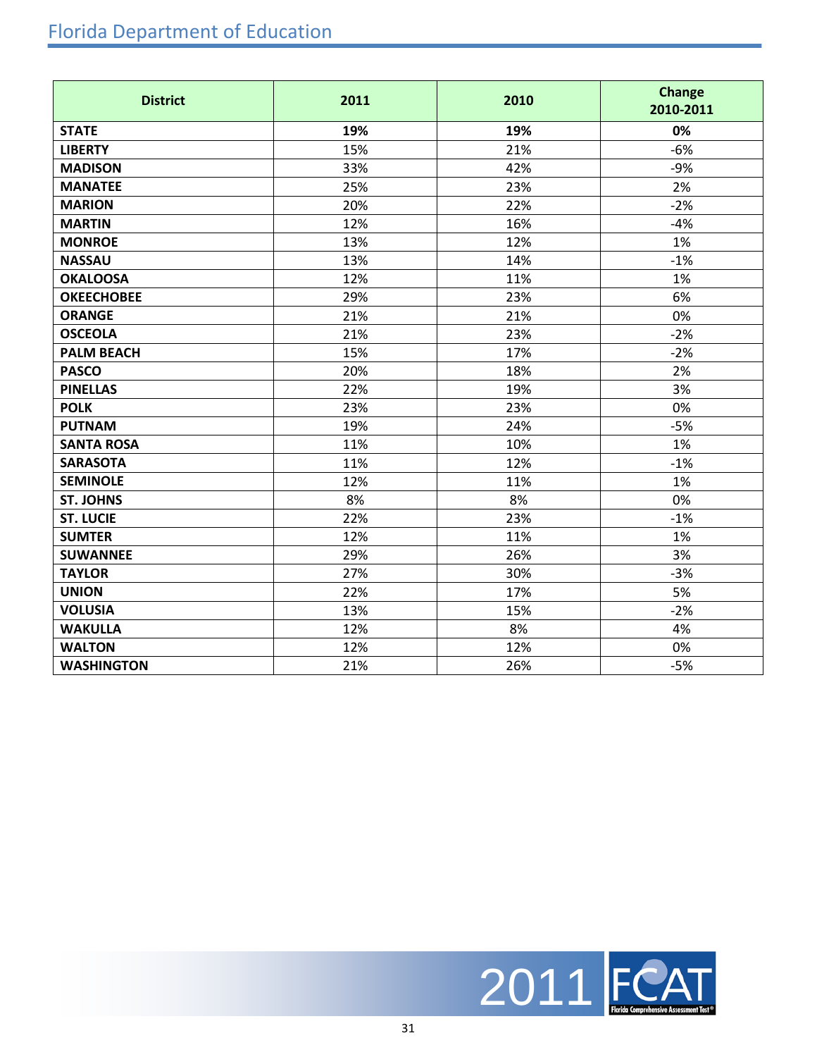| District | 2011 | 2010 | Change 2010-2011 |
|---|---|---|---|
| **STATE** | **19%** | **19%** | **0%** |
| **LIBERTY** | 15% | 21% | -6% |
| **MADISON** | 33% | 42% | -9% |
| **MANATEE** | 25% | 23% | 2% |
| **MARION** | 20% | 22% | -2% |
| **MARTIN** | 12% | 16% | -4% |
| **MONROE** | 13% | 12% | 1% |
| **NASSAU** | 13% | 14% | -1% |
| **OKALOOSA** | 12% | 11% | 1% |
| **OKEECHOBEE** | 29% | 23% | 6% |
| **ORANGE** | 21% | 21% | 0% |
| **OSCEOLA** | 21% | 23% | -2% |
| **PALM BEACH** | 15% | 17% | -2% |
| **PASCO** | 20% | 18% | 2% |
| **PINELLAS** | 22% | 19% | 3% |
| **POLK** | 23% | 23% | 0% |
| **PUTNAM** | 19% | 24% | -5% |
| **SANTA ROSA** | 11% | 10% | 1% |
| **SARASOTA** | 11% | 12% | -1% |
| **SEMINOLE** | 12% | 11% | 1% |
| **ST. JOHNS** | 8% | 8% | 0% |
| **ST. LUCIE** | 22% | 23% | -1% |
| **SUMTER** | 12% | 11% | 1% |
| **SUWANNEE** | 29% | 26% | 3% |
| **TAYLOR** | 27% | 30% | -3% |
| **UNION** | 22% | 17% | 5% |
| **VOLUSIA** | 13% | 15% | -2% |
| **WAKULLA** | 12% | 8% | 4% |
| **WALTON** | 12% | 12% | 0% |
| **WASHINGTON** | 21% | 26% | -5% |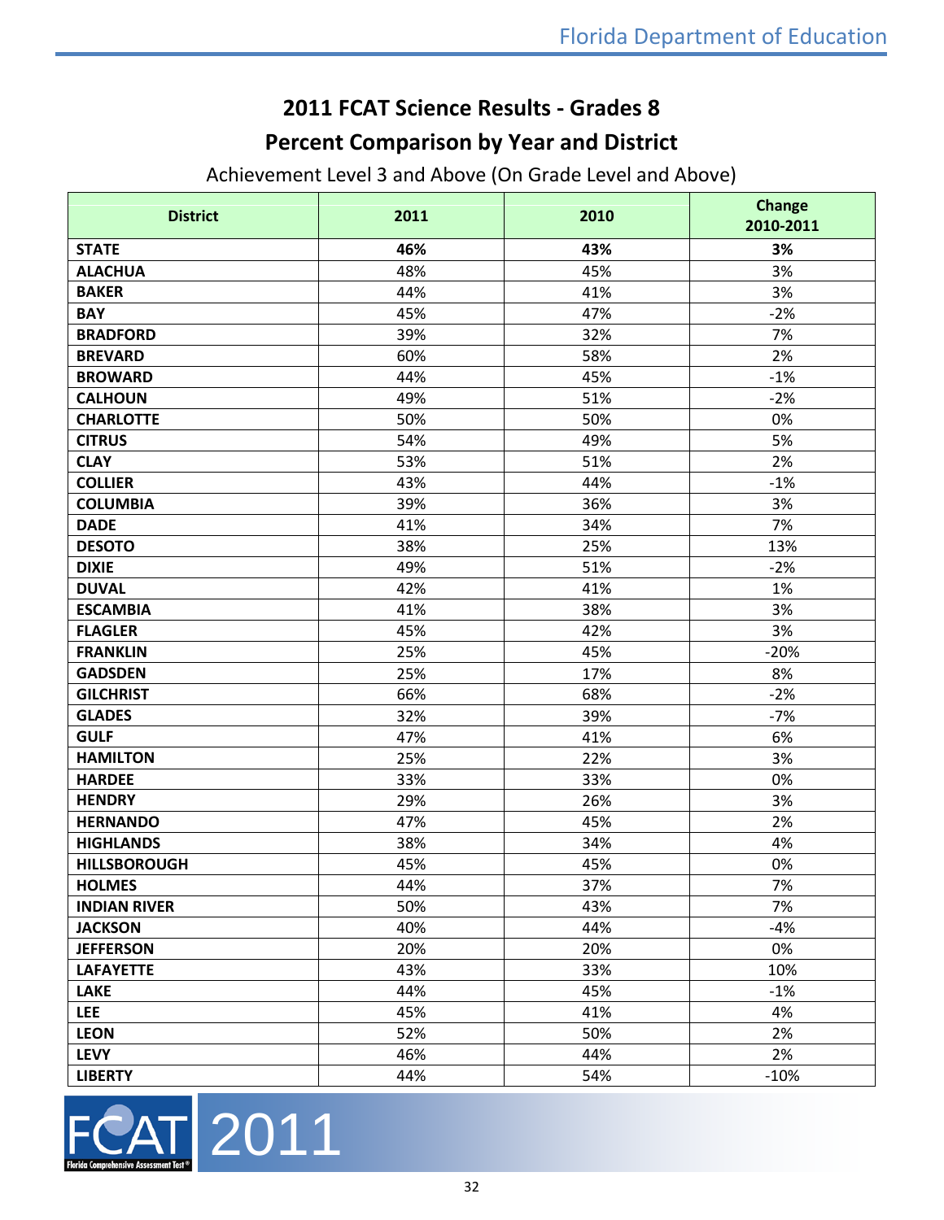# 2011 FCAT Science Results - Grades 8

## Percent Comparison by Year and District

Achievement Level 3 and Above (On Grade Level and Above)

| District | 2011 | 2010 | Change 2010-2011 |
|---|---|---|---|
| **STATE** | **46%** | **43%** | **3%** |
| **ALACHUA** | 48% | 45% | 3% |
| **BAKER** | 44% | 41% | 3% |
| **BAY** | 45% | 47% | -2% |
| **BRADFORD** | 39% | 32% | 7% |
| **BREVARD** | 60% | 58% | 2% |
| **BROWARD** | 44% | 45% | -1% |
| **CALHOUN** | 49% | 51% | -2% |
| **CHARLOTTE** | 50% | 50% | 0% |
| **CITRUS** | 54% | 49% | 5% |
| **CLAY** | 53% | 51% | 2% |
| **COLLIER** | 43% | 44% | -1% |
| **COLUMBIA** | 39% | 36% | 3% |
| **DADE** | 41% | 34% | 7% |
| **DESOTO** | 38% | 25% | 13% |
| **DIXIE** | 49% | 51% | -2% |
| **DUVAL** | 42% | 41% | 1% |
| **ESCAMBIA** | 41% | 38% | 3% |
| **FLAGLER** | 45% | 42% | 3% |
| **FRANKLIN** | 25% | 45% | -20% |
| **GADSDEN** | 25% | 17% | 8% |
| **GILCHRIST** | 66% | 68% | -2% |
| **GLADES** | 32% | 39% | -7% |
| **GULF** | 47% | 41% | 6% |
| **HAMILTON** | 25% | 22% | 3% |
| **HARDEE** | 33% | 33% | 0% |
| **HENDRY** | 29% | 26% | 3% |
| **HERNANDO** | 47% | 45% | 2% |
| **HIGHLANDS** | 38% | 34% | 4% |
| **HILLSBOROUGH** | 45% | 45% | 0% |
| **HOLMES** | 44% | 37% | 7% |
| **INDIAN RIVER** | 50% | 43% | 7% |
| **JACKSON** | 40% | 44% | -4% |
| **JEFFERSON** | 20% | 20% | 0% |
| **LAFAYETTE** | 43% | 33% | 10% |
| **LAKE** | 44% | 45% | -1% |
| **LEE** | 45% | 41% | 4% |
| **LEON** | 52% | 50% | 2% |
| **LEVY** | 46% | 44% | 2% |
| **LIBERTY** | 44% | 54% | -10% |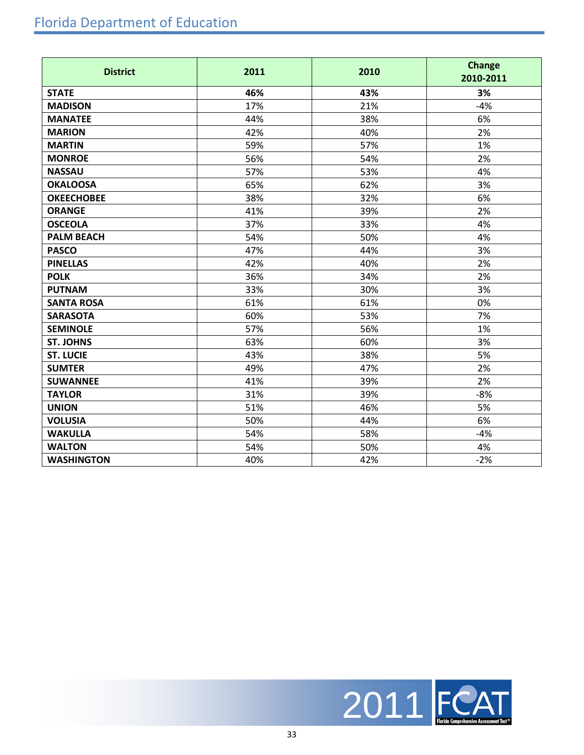| District | 2011 | 2010 | Change 2010-2011 |
|---|---|---|---|
| **STATE** | **46%** | **43%** | **3%** |
| **MADISON** | 17% | 21% | -4% |
| **MANATEE** | 44% | 38% | 6% |
| **MARION** | 42% | 40% | 2% |
| **MARTIN** | 59% | 57% | 1% |
| **MONROE** | 56% | 54% | 2% |
| **NASSAU** | 57% | 53% | 4% |
| **OKALOOSA** | 65% | 62% | 3% |
| **OKEECHOBEE** | 38% | 32% | 6% |
| **ORANGE** | 41% | 39% | 2% |
| **OSCEOLA** | 37% | 33% | 4% |
| **PALM BEACH** | 54% | 50% | 4% |
| **PASCO** | 47% | 44% | 3% |
| **PINELLAS** | 42% | 40% | 2% |
| **POLK** | 36% | 34% | 2% |
| **PUTNAM** | 33% | 30% | 3% |
| **SANTA ROSA** | 61% | 61% | 0% |
| **SARASOTA** | 60% | 53% | 7% |
| **SEMINOLE** | 57% | 56% | 1% |
| **ST. JOHNS** | 63% | 60% | 3% |
| **ST. LUCIE** | 43% | 38% | 5% |
| **SUMTER** | 49% | 47% | 2% |
| **SUWANNEE** | 41% | 39% | 2% |
| **TAYLOR** | 31% | 39% | -8% |
| **UNION** | 51% | 46% | 5% |
| **VOLUSIA** | 50% | 44% | 6% |
| **WAKULLA** | 54% | 58% | -4% |
| **WALTON** | 54% | 50% | 4% |
| **WASHINGTON** | 40% | 42% | -2% |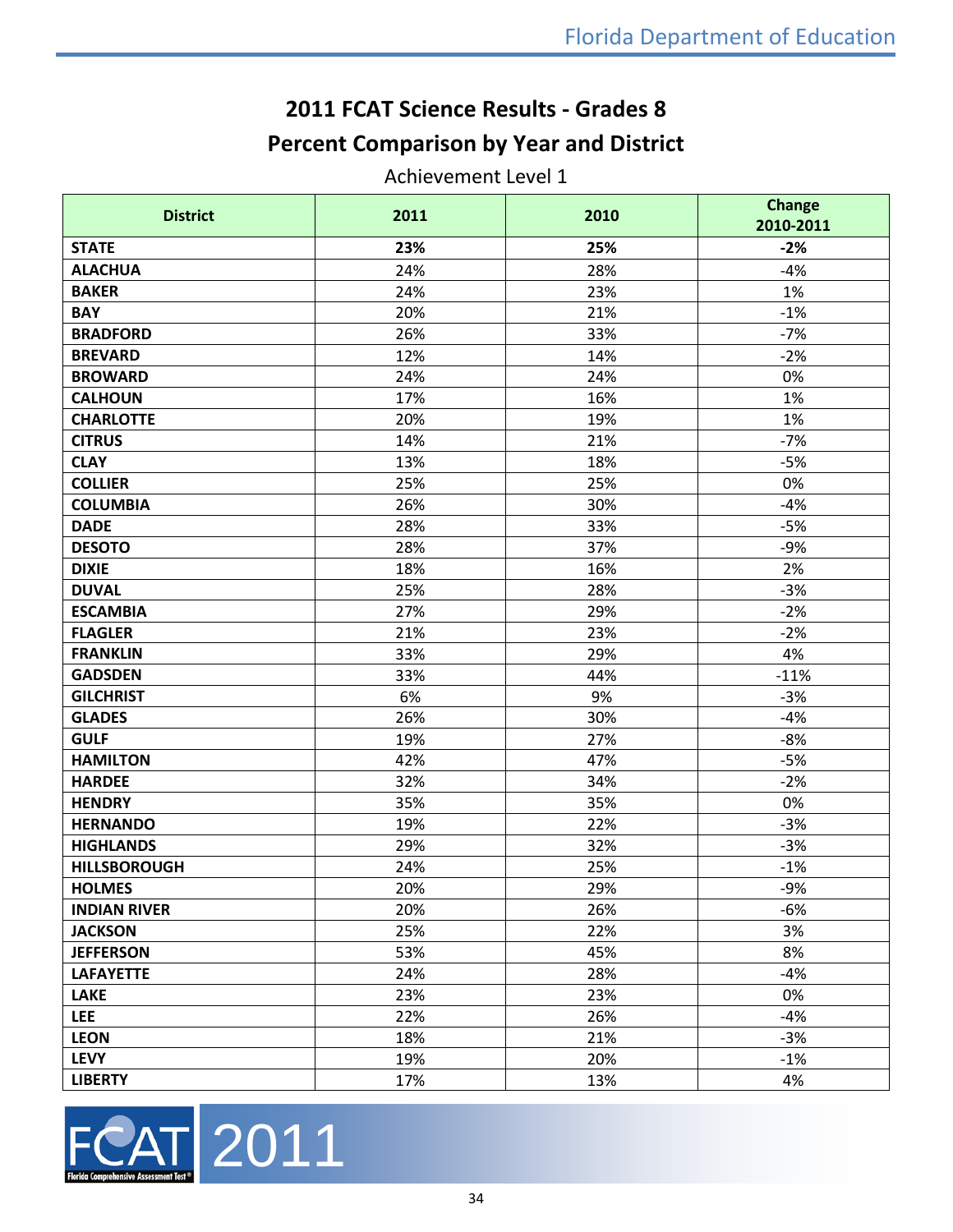# 2011 FCAT Science Results - Grades 8

## Percent Comparison by Year and District

Achievement Level 1

| District | 2011 | 2010 | Change 2010-2011 |
|---|---|---|---|
| **STATE** | **23%** | **25%** | **-2%** |
| **ALACHUA** | 24% | 28% | -4% |
| **BAKER** | 24% | 23% | 1% |
| **BAY** | 20% | 21% | -1% |
| **BRADFORD** | 26% | 33% | -7% |
| **BREVARD** | 12% | 14% | -2% |
| **BROWARD** | 24% | 24% | 0% |
| **CALHOUN** | 17% | 16% | 1% |
| **CHARLOTTE** | 20% | 19% | 1% |
| **CITRUS** | 14% | 21% | -7% |
| **CLAY** | 13% | 18% | -5% |
| **COLLIER** | 25% | 25% | 0% |
| **COLUMBIA** | 26% | 30% | -4% |
| **DADE** | 28% | 33% | -5% |
| **DESOTO** | 28% | 37% | -9% |
| **DIXIE** | 18% | 16% | 2% |
| **DUVAL** | 25% | 28% | -3% |
| **ESCAMBIA** | 27% | 29% | -2% |
| **FLAGLER** | 21% | 23% | -2% |
| **FRANKLIN** | 33% | 29% | 4% |
| **GADSDEN** | 33% | 44% | -11% |
| **GILCHRIST** | 6% | 9% | -3% |
| **GLADES** | 26% | 30% | -4% |
| **GULF** | 19% | 27% | -8% |
| **HAMILTON** | 42% | 47% | -5% |
| **HARDEE** | 32% | 34% | -2% |
| **HENDRY** | 35% | 35% | 0% |
| **HERNANDO** | 19% | 22% | -3% |
| **HIGHLANDS** | 29% | 32% | -3% |
| **HILLSBOROUGH** | 24% | 25% | -1% |
| **HOLMES** | 20% | 29% | -9% |
| **INDIAN RIVER** | 20% | 26% | -6% |
| **JACKSON** | 25% | 22% | 3% |
| **JEFFERSON** | 53% | 45% | 8% |
| **LAFAYETTE** | 24% | 28% | -4% |
| **LAKE** | 23% | 23% | 0% |
| **LEE** | 22% | 26% | -4% |
| **LEON** | 18% | 21% | -3% |
| **LEVY** | 19% | 20% | -1% |
| **LIBERTY** | 17% | 13% | 4% |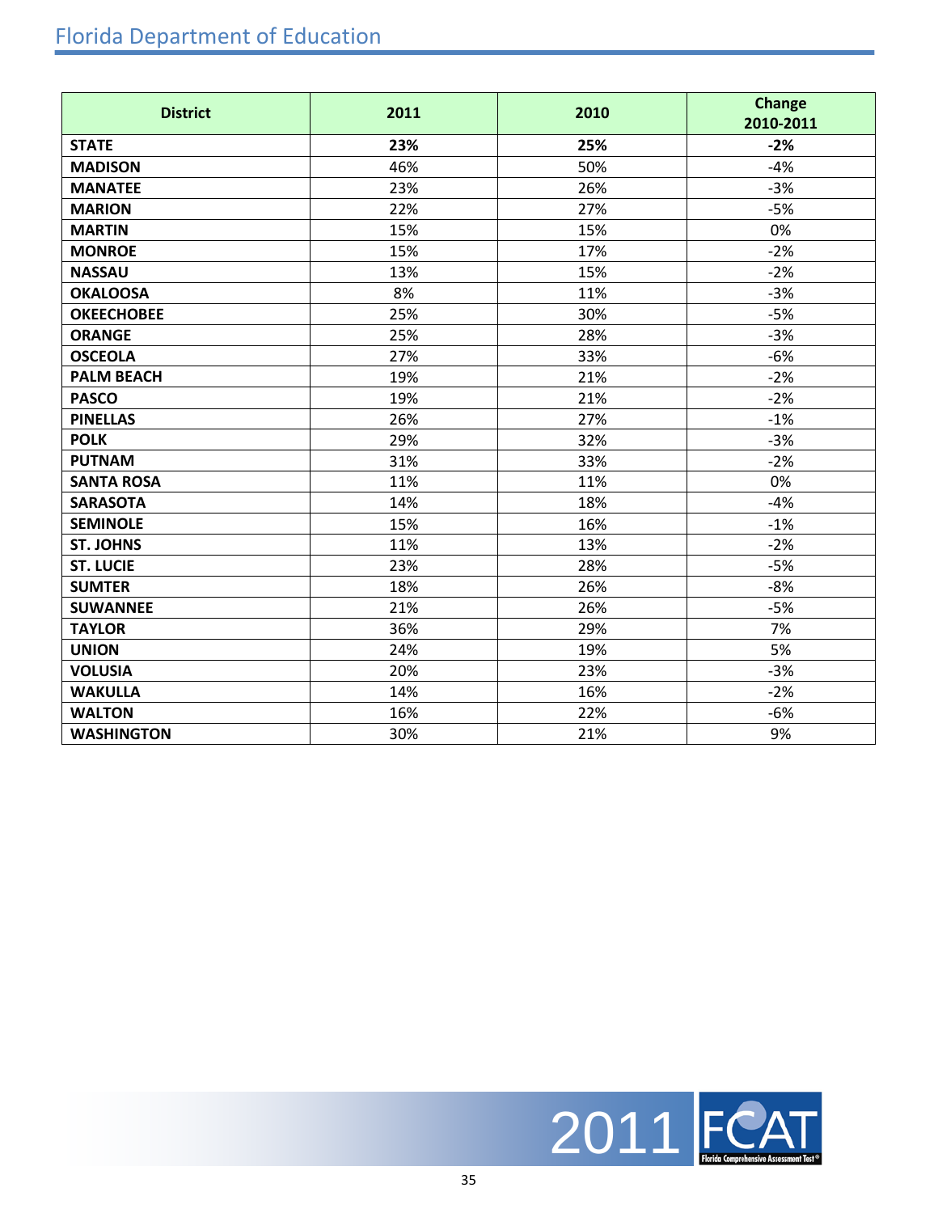| District | 2011 | 2010 | Change 2010-2011 |
|---|---|---|---|
| **STATE** | **23%** | **25%** | **-2%** |
| **MADISON** | 46% | 50% | -4% |
| **MANATEE** | 23% | 26% | -3% |
| **MARION** | 22% | 27% | -5% |
| **MARTIN** | 15% | 15% | 0% |
| **MONROE** | 15% | 17% | -2% |
| **NASSAU** | 13% | 15% | -2% |
| **OKALOOSA** | 8% | 11% | -3% |
| **OKEECHOBEE** | 25% | 30% | -5% |
| **ORANGE** | 25% | 28% | -3% |
| **OSCEOLA** | 27% | 33% | -6% |
| **PALM BEACH** | 19% | 21% | -2% |
| **PASCO** | 19% | 21% | -2% |
| **PINELLAS** | 26% | 27% | -1% |
| **POLK** | 29% | 32% | -3% |
| **PUTNAM** | 31% | 33% | -2% |
| **SANTA ROSA** | 11% | 11% | 0% |
| **SARASOTA** | 14% | 18% | -4% |
| **SEMINOLE** | 15% | 16% | -1% |
| **ST. JOHNS** | 11% | 13% | -2% |
| **ST. LUCIE** | 23% | 28% | -5% |
| **SUMTER** | 18% | 26% | -8% |
| **SUWANNEE** | 21% | 26% | -5% |
| **TAYLOR** | 36% | 29% | 7% |
| **UNION** | 24% | 19% | 5% |
| **VOLUSIA** | 20% | 23% | -3% |
| **WAKULLA** | 14% | 16% | -2% |
| **WALTON** | 16% | 22% | -6% |
| **WASHINGTON** | 30% | 21% | 9% |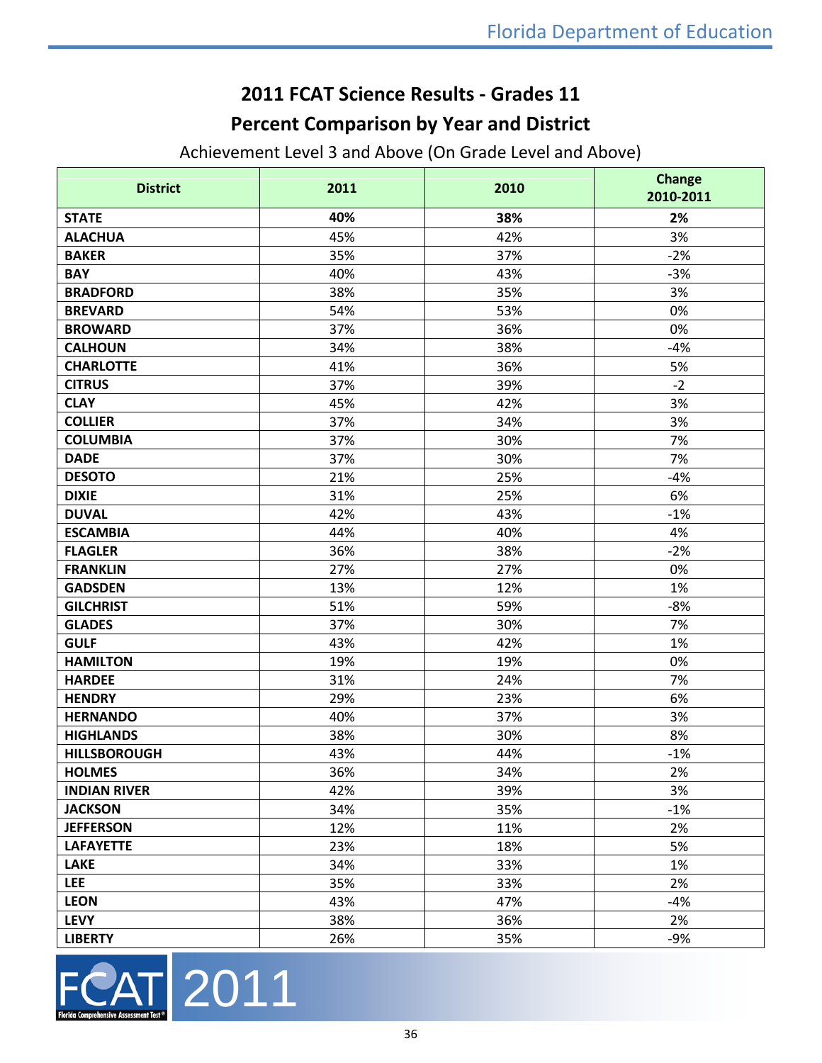# 2011 FCAT Science Results - Grades 11

## Percent Comparison by Year and District

Achievement Level 3 and Above (On Grade Level and Above)

| District | 2011 | 2010 | Change 2010-2011 |
|---|---|---|---|
| **STATE** | **40%** | **38%** | **2%** |
| **ALACHUA** | 45% | 42% | 3% |
| **BAKER** | 35% | 37% | -2% |
| **BAY** | 40% | 43% | -3% |
| **BRADFORD** | 38% | 35% | 3% |
| **BREVARD** | 54% | 53% | 0% |
| **BROWARD** | 37% | 36% | 0% |
| **CALHOUN** | 34% | 38% | -4% |
| **CHARLOTTE** | 41% | 36% | 5% |
| **CITRUS** | 37% | 39% | -2 |
| **CLAY** | 45% | 42% | 3% |
| **COLLIER** | 37% | 34% | 3% |
| **COLUMBIA** | 37% | 30% | 7% |
| **DADE** | 37% | 30% | 7% |
| **DESOTO** | 21% | 25% | -4% |
| **DIXIE** | 31% | 25% | 6% |
| **DUVAL** | 42% | 43% | -1% |
| **ESCAMBIA** | 44% | 40% | 4% |
| **FLAGLER** | 36% | 38% | -2% |
| **FRANKLIN** | 27% | 27% | 0% |
| **GADSDEN** | 13% | 12% | 1% |
| **GILCHRIST** | 51% | 59% | -8% |
| **GLADES** | 37% | 30% | 7% |
| **GULF** | 43% | 42% | 1% |
| **HAMILTON** | 19% | 19% | 0% |
| **HARDEE** | 31% | 24% | 7% |
| **HENDRY** | 29% | 23% | 6% |
| **HERNANDO** | 40% | 37% | 3% |
| **HIGHLANDS** | 38% | 30% | 8% |
| **HILLSBOROUGH** | 43% | 44% | -1% |
| **HOLMES** | 36% | 34% | 2% |
| **INDIAN RIVER** | 42% | 39% | 3% |
| **JACKSON** | 34% | 35% | -1% |
| **JEFFERSON** | 12% | 11% | 2% |
| **LAFAYETTE** | 23% | 18% | 5% |
| **LAKE** | 34% | 33% | 1% |
| **LEE** | 35% | 33% | 2% |
| **LEON** | 43% | 47% | -4% |
| **LEVY** | 38% | 36% | 2% |
| **LIBERTY** | 26% | 35% | -9% |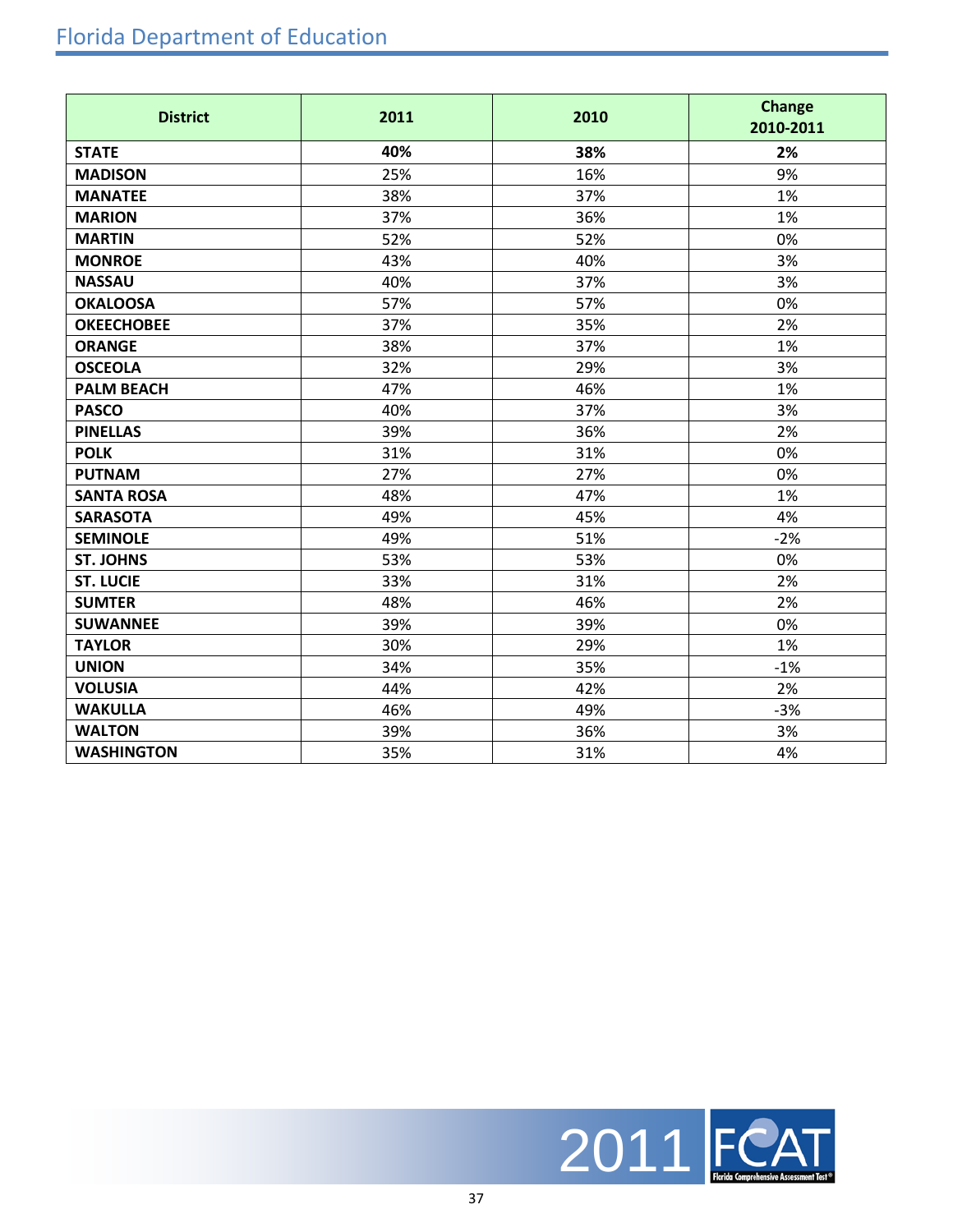| District | 2011 | 2010 | Change 2010-2011 |
|---|---|---|---|
| **STATE** | **40%** | **38%** | **2%** |
| **MADISON** | 25% | 16% | 9% |
| **MANATEE** | 38% | 37% | 1% |
| **MARION** | 37% | 36% | 1% |
| **MARTIN** | 52% | 52% | 0% |
| **MONROE** | 43% | 40% | 3% |
| **NASSAU** | 40% | 37% | 3% |
| **OKALOOSA** | 57% | 57% | 0% |
| **OKEECHOBEE** | 37% | 35% | 2% |
| **ORANGE** | 38% | 37% | 1% |
| **OSCEOLA** | 32% | 29% | 3% |
| **PALM BEACH** | 47% | 46% | 1% |
| **PASCO** | 40% | 37% | 3% |
| **PINELLAS** | 39% | 36% | 2% |
| **POLK** | 31% | 31% | 0% |
| **PUTNAM** | 27% | 27% | 0% |
| **SANTA ROSA** | 48% | 47% | 1% |
| **SARASOTA** | 49% | 45% | 4% |
| **SEMINOLE** | 49% | 51% | -2% |
| **ST. JOHNS** | 53% | 53% | 0% |
| **ST. LUCIE** | 33% | 31% | 2% |
| **SUMTER** | 48% | 46% | 2% |
| **SUWANNEE** | 39% | 39% | 0% |
| **TAYLOR** | 30% | 29% | 1% |
| **UNION** | 34% | 35% | -1% |
| **VOLUSIA** | 44% | 42% | 2% |
| **WAKULLA** | 46% | 49% | -3% |
| **WALTON** | 39% | 36% | 3% |
| **WASHINGTON** | 35% | 31% | 4% |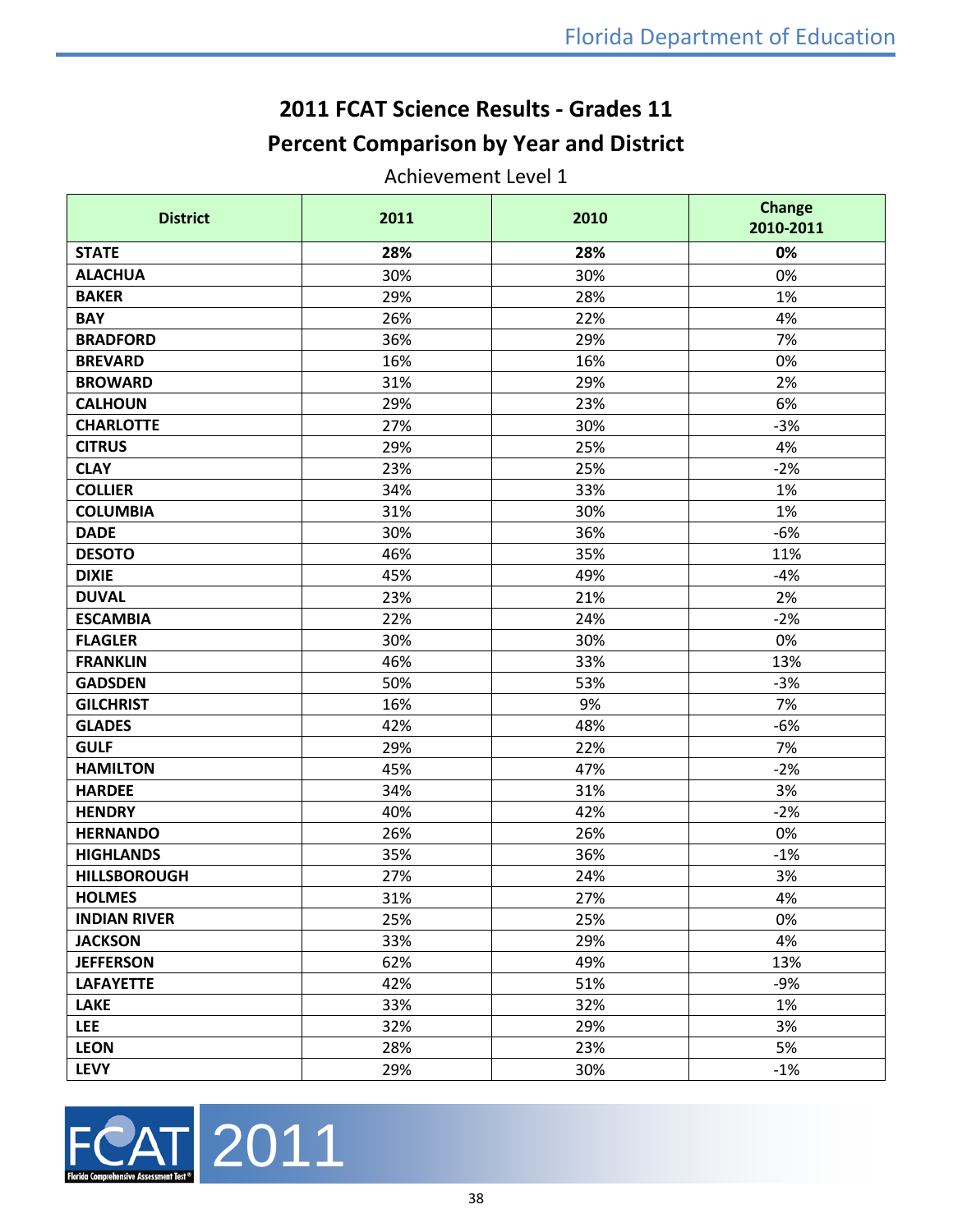# 2011 FCAT Science Results - Grades 11

## Percent Comparison by Year and District

Achievement Level 1

| District | 2011 | 2010 | Change 2010-2011 |
|---|---|---|---|
| **STATE** | **28%** | **28%** | **0%** |
| **ALACHUA** | 30% | 30% | 0% |
| **BAKER** | 29% | 28% | 1% |
| **BAY** | 26% | 22% | 4% |
| **BRADFORD** | 36% | 29% | 7% |
| **BREVARD** | 16% | 16% | 0% |
| **BROWARD** | 31% | 29% | 2% |
| **CALHOUN** | 29% | 23% | 6% |
| **CHARLOTTE** | 27% | 30% | -3% |
| **CITRUS** | 29% | 25% | 4% |
| **CLAY** | 23% | 25% | -2% |
| **COLLIER** | 34% | 33% | 1% |
| **COLUMBIA** | 31% | 30% | 1% |
| **DADE** | 30% | 36% | -6% |
| **DESOTO** | 46% | 35% | 11% |
| **DIXIE** | 45% | 49% | -4% |
| **DUVAL** | 23% | 21% | 2% |
| **ESCAMBIA** | 22% | 24% | -2% |
| **FLAGLER** | 30% | 30% | 0% |
| **FRANKLIN** | 46% | 33% | 13% |
| **GADSDEN** | 50% | 53% | -3% |
| **GILCHRIST** | 16% | 9% | 7% |
| **GLADES** | 42% | 48% | -6% |
| **GULF** | 29% | 22% | 7% |
| **HAMILTON** | 45% | 47% | -2% |
| **HARDEE** | 34% | 31% | 3% |
| **HENDRY** | 40% | 42% | -2% |
| **HERNANDO** | 26% | 26% | 0% |
| **HIGHLANDS** | 35% | 36% | -1% |
| **HILLSBOROUGH** | 27% | 24% | 3% |
| **HOLMES** | 31% | 27% | 4% |
| **INDIAN RIVER** | 25% | 25% | 0% |
| **JACKSON** | 33% | 29% | 4% |
| **JEFFERSON** | 62% | 49% | 13% |
| **LAFAYETTE** | 42% | 51% | -9% |
| **LAKE** | 33% | 32% | 1% |
| **LEE** | 32% | 29% | 3% |
| **LEON** | 28% | 23% | 5% |
| **LEVY** | 29% | 30% | -1% |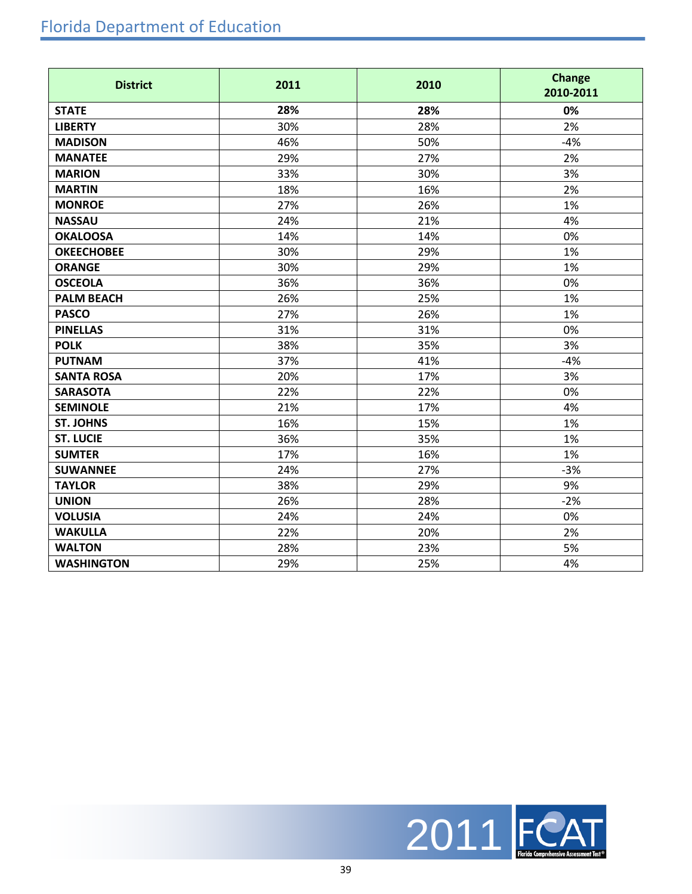| District | 2011 | 2010 | Change 2010-2011 |
|---|---|---|---|
| **STATE** | **28%** | **28%** | **0%** |
| **LIBERTY** | 30% | 28% | 2% |
| **MADISON** | 46% | 50% | -4% |
| **MANATEE** | 29% | 27% | 2% |
| **MARION** | 33% | 30% | 3% |
| **MARTIN** | 18% | 16% | 2% |
| **MONROE** | 27% | 26% | 1% |
| **NASSAU** | 24% | 21% | 4% |
| **OKALOOSA** | 14% | 14% | 0% |
| **OKEECHOBEE** | 30% | 29% | 1% |
| **ORANGE** | 30% | 29% | 1% |
| **OSCEOLA** | 36% | 36% | 0% |
| **PALM BEACH** | 26% | 25% | 1% |
| **PASCO** | 27% | 26% | 1% |
| **PINELLAS** | 31% | 31% | 0% |
| **POLK** | 38% | 35% | 3% |
| **PUTNAM** | 37% | 41% | -4% |
| **SANTA ROSA** | 20% | 17% | 3% |
| **SARASOTA** | 22% | 22% | 0% |
| **SEMINOLE** | 21% | 17% | 4% |
| **ST. JOHNS** | 16% | 15% | 1% |
| **ST. LUCIE** | 36% | 35% | 1% |
| **SUMTER** | 17% | 16% | 1% |
| **SUWANNEE** | 24% | 27% | -3% |
| **TAYLOR** | 38% | 29% | 9% |
| **UNION** | 26% | 28% | -2% |
| **VOLUSIA** | 24% | 24% | 0% |
| **WAKULLA** | 22% | 20% | 2% |
| **WALTON** | 28% | 23% | 5% |
| **WASHINGTON** | 29% | 25% | 4% |